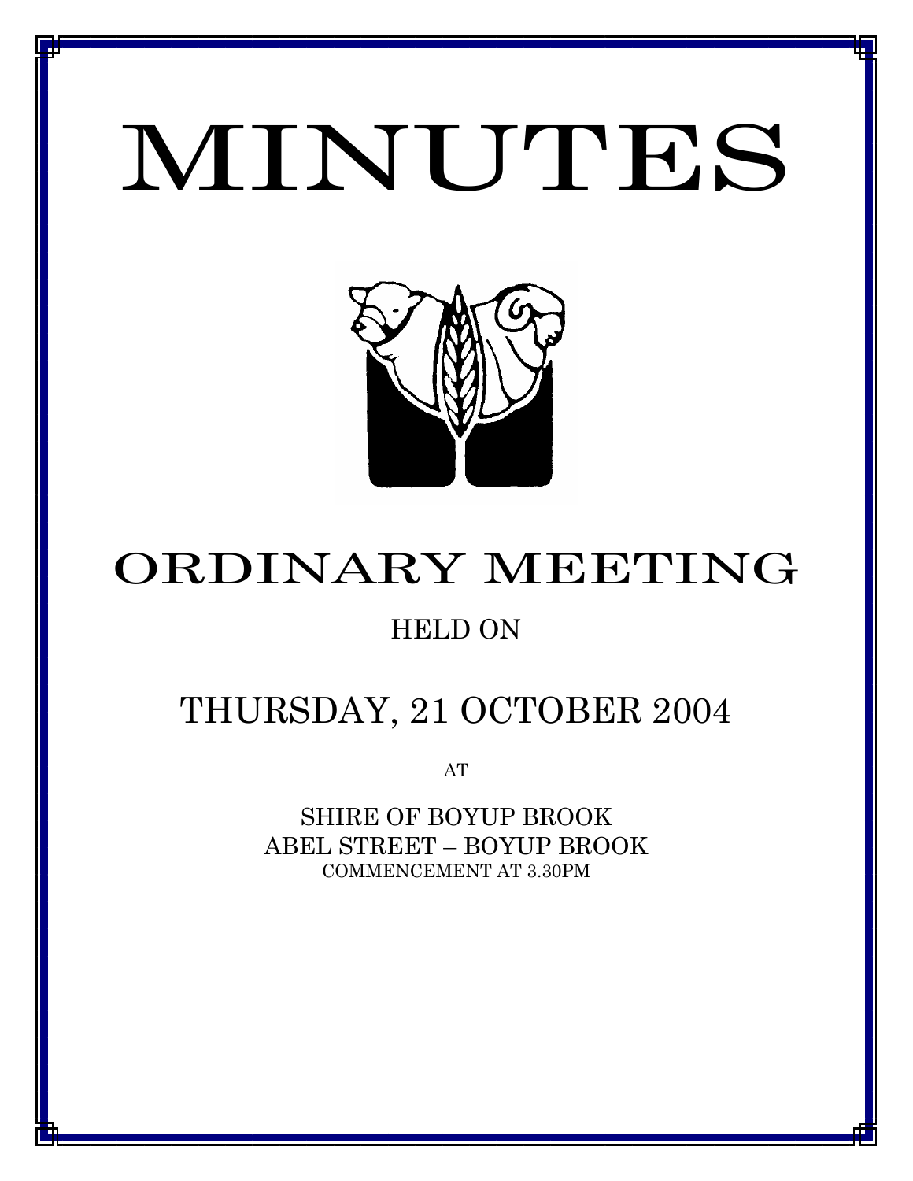# MINUTES

# ORDINARY MEETING

HELD ON

## THURSDAY, 21 OCTOBER 2004

AT

SHIRE OF BOYUP BROOK
ABEL STREET – BOYUP BROOK
COMMENCEMENT AT 3.30PM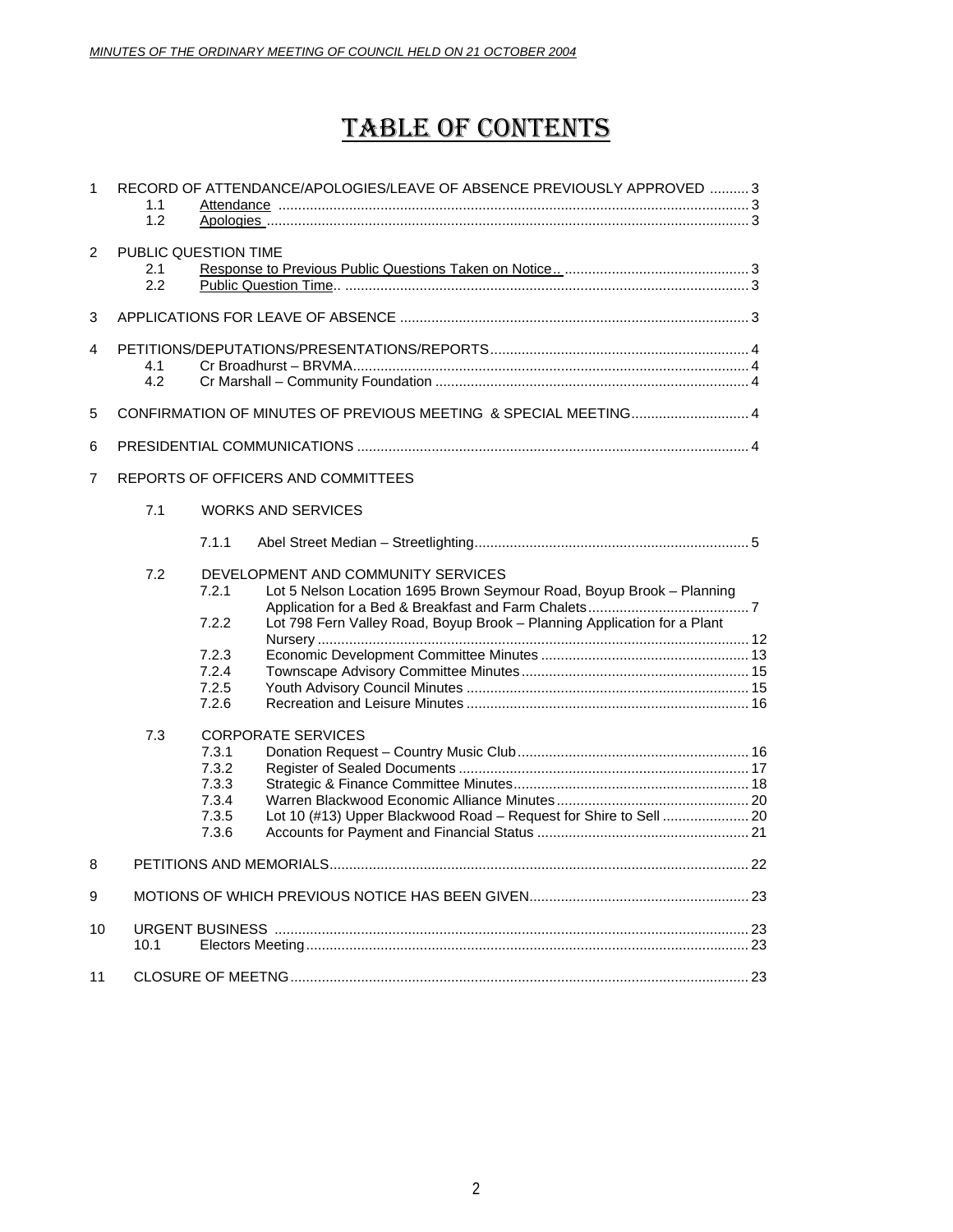# TABLE OF CONTENTS

1 RECORD OF ATTENDANCE/APOLOGIES/LEAVE OF ABSENCE PREVIOUSLY APPROVED .......... 3
- 1.1 Attendance ........ 3
- 1.2 Apologies ........ 3

2 PUBLIC QUESTION TIME
- 2.1 Response to Previous Public Questions Taken on Notice.. ........ 3
- 2.2 Public Question Time.. ........ 3

3 APPLICATIONS FOR LEAVE OF ABSENCE ........ 3

4 PETITIONS/DEPUTATIONS/PRESENTATIONS/REPORTS ........ 4
- 4.1 Cr Broadhurst – BRVMA ........ 4
- 4.2 Cr Marshall – Community Foundation ........ 4

5 CONFIRMATION OF MINUTES OF PREVIOUS MEETING & SPECIAL MEETING ........ 4

6 PRESIDENTIAL COMMUNICATIONS ........ 4

7 REPORTS OF OFFICERS AND COMMITTEES

- 7.1 WORKS AND SERVICES
  - 7.1.1 Abel Street Median – Streetlighting ........ 5
- 7.2 DEVELOPMENT AND COMMUNITY SERVICES
  - 7.2.1 Lot 5 Nelson Location 1695 Brown Seymour Road, Boyup Brook – Planning Application for a Bed & Breakfast and Farm Chalets ........ 7
  - 7.2.2 Lot 798 Fern Valley Road, Boyup Brook – Planning Application for a Plant Nursery ........ 12
  - 7.2.3 Economic Development Committee Minutes ........ 13
  - 7.2.4 Townscape Advisory Committee Minutes ........ 15
  - 7.2.5 Youth Advisory Council Minutes ........ 15
  - 7.2.6 Recreation and Leisure Minutes ........ 16
- 7.3 CORPORATE SERVICES
  - 7.3.1 Donation Request – Country Music Club ........ 16
  - 7.3.2 Register of Sealed Documents ........ 17
  - 7.3.3 Strategic & Finance Committee Minutes ........ 18
  - 7.3.4 Warren Blackwood Economic Alliance Minutes ........ 20
  - 7.3.5 Lot 10 (#13) Upper Blackwood Road – Request for Shire to Sell ........ 20
  - 7.3.6 Accounts for Payment and Financial Status ........ 21

8 PETITIONS AND MEMORIALS ........ 22

9 MOTIONS OF WHICH PREVIOUS NOTICE HAS BEEN GIVEN ........ 23

10 URGENT BUSINESS ........ 23
- 10.1 Electors Meeting ........ 23

11 CLOSURE OF MEETNG ........ 23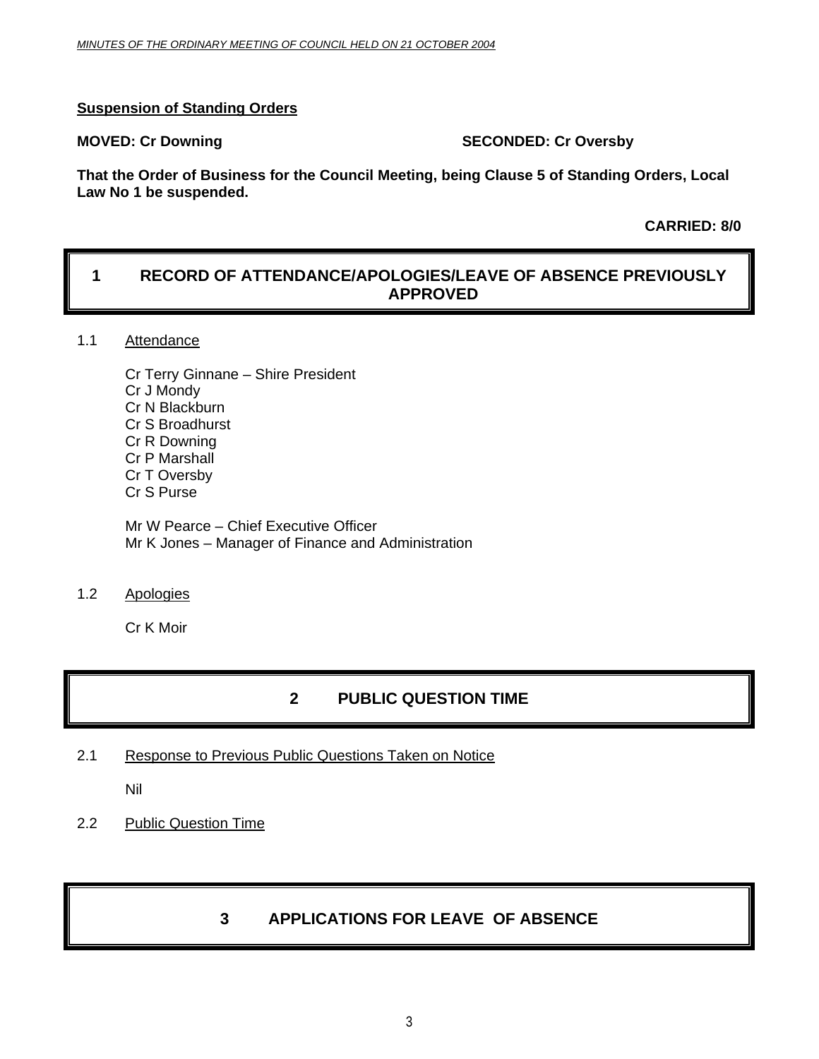**Suspension of Standing Orders**

**MOVED: Cr Downing** **SECONDED: Cr Oversby**

**That the Order of Business for the Council Meeting, being Clause 5 of Standing Orders, Local Law No 1 be suspended.**

**CARRIED: 8/0**

# 1 RECORD OF ATTENDANCE/APOLOGIES/LEAVE OF ABSENCE PREVIOUSLY APPROVED

1.1 Attendance

Cr Terry Ginnane – Shire President
Cr J Mondy
Cr N Blackburn
Cr S Broadhurst
Cr R Downing
Cr P Marshall
Cr T Oversby
Cr S Purse

Mr W Pearce – Chief Executive Officer
Mr K Jones – Manager of Finance and Administration

1.2 Apologies

Cr K Moir

# 2 PUBLIC QUESTION TIME

2.1 Response to Previous Public Questions Taken on Notice

Nil

2.2 Public Question Time

# 3 APPLICATIONS FOR LEAVE OF ABSENCE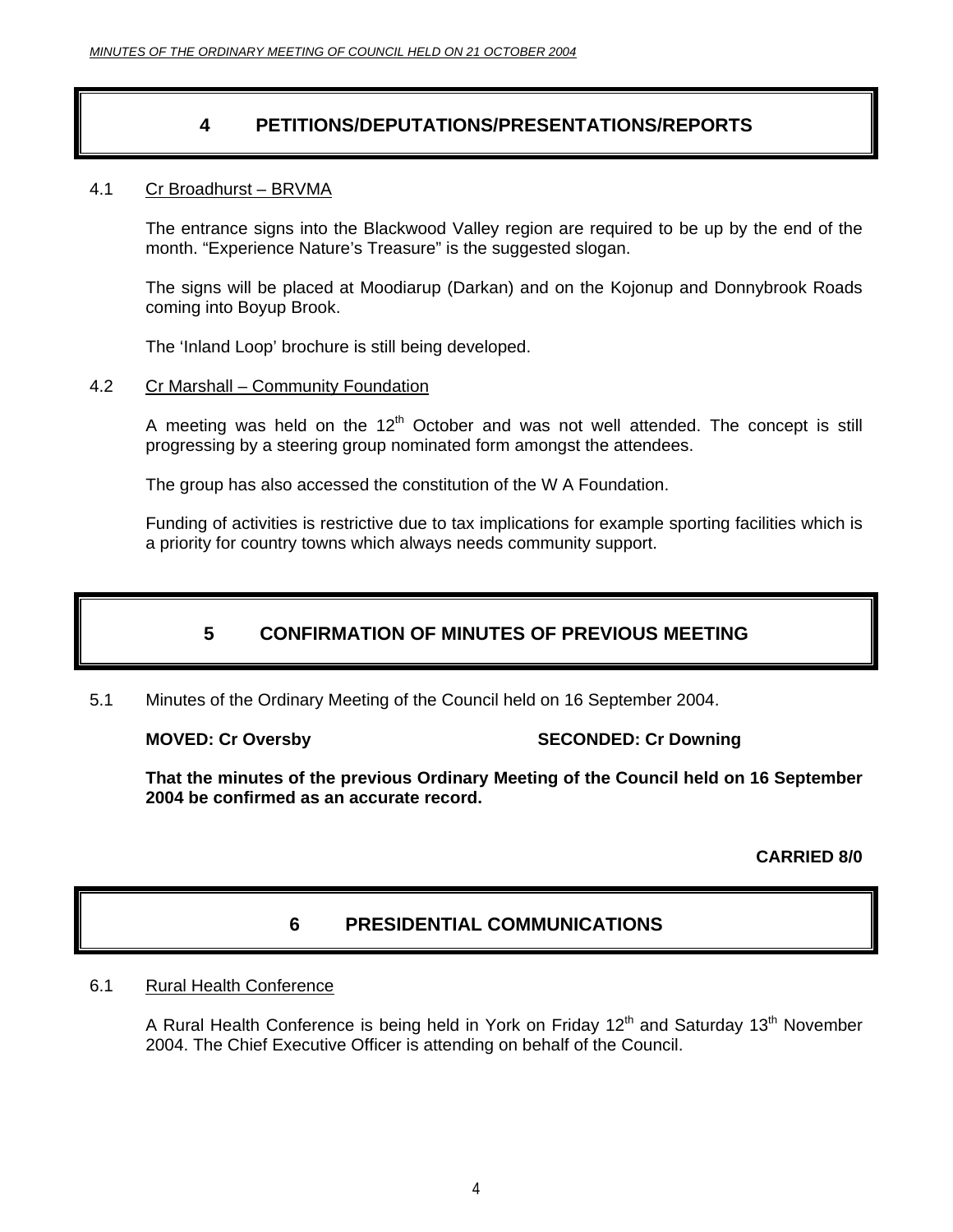# 4 PETITIONS/DEPUTATIONS/PRESENTATIONS/REPORTS

4.1 Cr Broadhurst – BRVMA

The entrance signs into the Blackwood Valley region are required to be up by the end of the month. "Experience Nature's Treasure" is the suggested slogan.

The signs will be placed at Moodiarup (Darkan) and on the Kojonup and Donnybrook Roads coming into Boyup Brook.

The 'Inland Loop' brochure is still being developed.

4.2 Cr Marshall – Community Foundation

A meeting was held on the 12th October and was not well attended. The concept is still progressing by a steering group nominated form amongst the attendees.

The group has also accessed the constitution of the W A Foundation.

Funding of activities is restrictive due to tax implications for example sporting facilities which is a priority for country towns which always needs community support.

# 5 CONFIRMATION OF MINUTES OF PREVIOUS MEETING

5.1 Minutes of the Ordinary Meeting of the Council held on 16 September 2004.

**MOVED: Cr Oversby** **SECONDED: Cr Downing**

**That the minutes of the previous Ordinary Meeting of the Council held on 16 September 2004 be confirmed as an accurate record.**

**CARRIED 8/0**

# 6 PRESIDENTIAL COMMUNICATIONS

6.1 Rural Health Conference

A Rural Health Conference is being held in York on Friday 12th and Saturday 13th November 2004. The Chief Executive Officer is attending on behalf of the Council.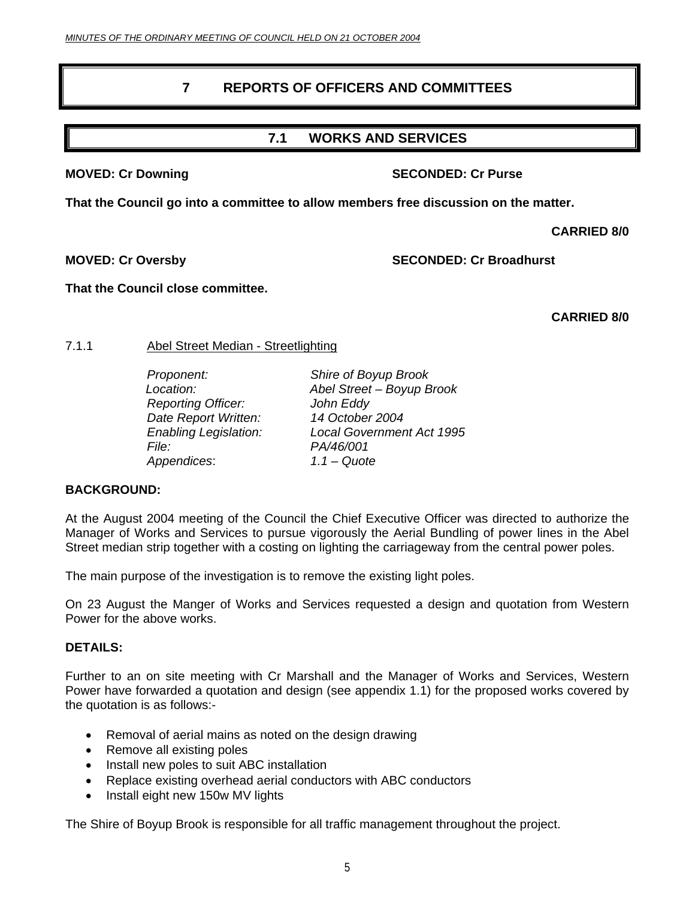# 7 REPORTS OF OFFICERS AND COMMITTEES

## 7.1 WORKS AND SERVICES

**MOVED: Cr Downing** **SECONDED: Cr Purse**

**That the Council go into a committee to allow members free discussion on the matter.**

**CARRIED 8/0**

**MOVED: Cr Oversby** **SECONDED: Cr Broadhurst**

**That the Council close committee.**

**CARRIED 8/0**

### 7.1.1 Abel Street Median - Streetlighting

*Proponent:* *Shire of Boyup Brook*
*Location:* *Abel Street – Boyup Brook*
*Reporting Officer:* *John Eddy*
*Date Report Written:* *14 October 2004*
*Enabling Legislation:* *Local Government Act 1995*
*File:* *PA/46/001*
*Appendices*: *1.1 – Quote*

**BACKGROUND:**

At the August 2004 meeting of the Council the Chief Executive Officer was directed to authorize the Manager of Works and Services to pursue vigorously the Aerial Bundling of power lines in the Abel Street median strip together with a costing on lighting the carriageway from the central power poles.

The main purpose of the investigation is to remove the existing light poles.

On 23 August the Manger of Works and Services requested a design and quotation from Western Power for the above works.

**DETAILS:**

Further to an on site meeting with Cr Marshall and the Manager of Works and Services, Western Power have forwarded a quotation and design (see appendix 1.1) for the proposed works covered by the quotation is as follows:-

- Removal of aerial mains as noted on the design drawing
- Remove all existing poles
- Install new poles to suit ABC installation
- Replace existing overhead aerial conductors with ABC conductors
- Install eight new 150w MV lights

The Shire of Boyup Brook is responsible for all traffic management throughout the project.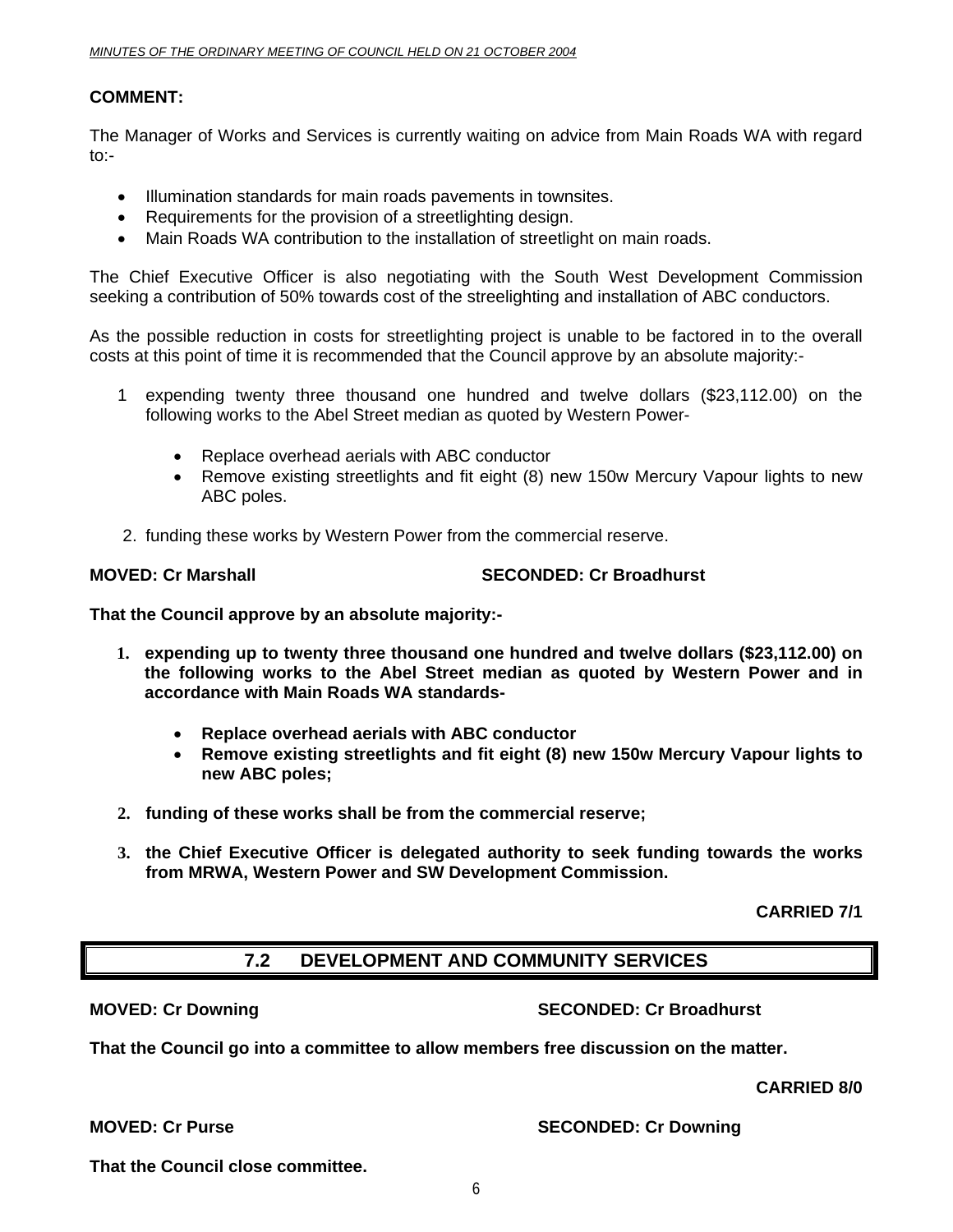**COMMENT:**

The Manager of Works and Services is currently waiting on advice from Main Roads WA with regard to:-

- Illumination standards for main roads pavements in townsites.
- Requirements for the provision of a streetlighting design.
- Main Roads WA contribution to the installation of streetlight on main roads.

The Chief Executive Officer is also negotiating with the South West Development Commission seeking a contribution of 50% towards cost of the streelighting and installation of ABC conductors.

As the possible reduction in costs for streetlighting project is unable to be factored in to the overall costs at this point of time it is recommended that the Council approve by an absolute majority:-

1 expending twenty three thousand one hundred and twelve dollars ($23,112.00) on the following works to the Abel Street median as quoted by Western Power-

   - Replace overhead aerials with ABC conductor
   - Remove existing streetlights and fit eight (8) new 150w Mercury Vapour lights to new ABC poles.

2. funding these works by Western Power from the commercial reserve.

**MOVED: Cr Marshall SECONDED: Cr Broadhurst**

**That the Council approve by an absolute majority:-**

1. **expending up to twenty three thousand one hundred and twelve dollars ($23,112.00) on the following works to the Abel Street median as quoted by Western Power and in accordance with Main Roads WA standards-**
   - **Replace overhead aerials with ABC conductor**
   - **Remove existing streetlights and fit eight (8) new 150w Mercury Vapour lights to new ABC poles;**
2. **funding of these works shall be from the commercial reserve;**
3. **the Chief Executive Officer is delegated authority to seek funding towards the works from MRWA, Western Power and SW Development Commission.**

**CARRIED 7/1**

## 7.2 DEVELOPMENT AND COMMUNITY SERVICES

**MOVED: Cr Downing SECONDED: Cr Broadhurst**

**That the Council go into a committee to allow members free discussion on the matter.**

**CARRIED 8/0**

**MOVED: Cr Purse SECONDED: Cr Downing**

**That the Council close committee.**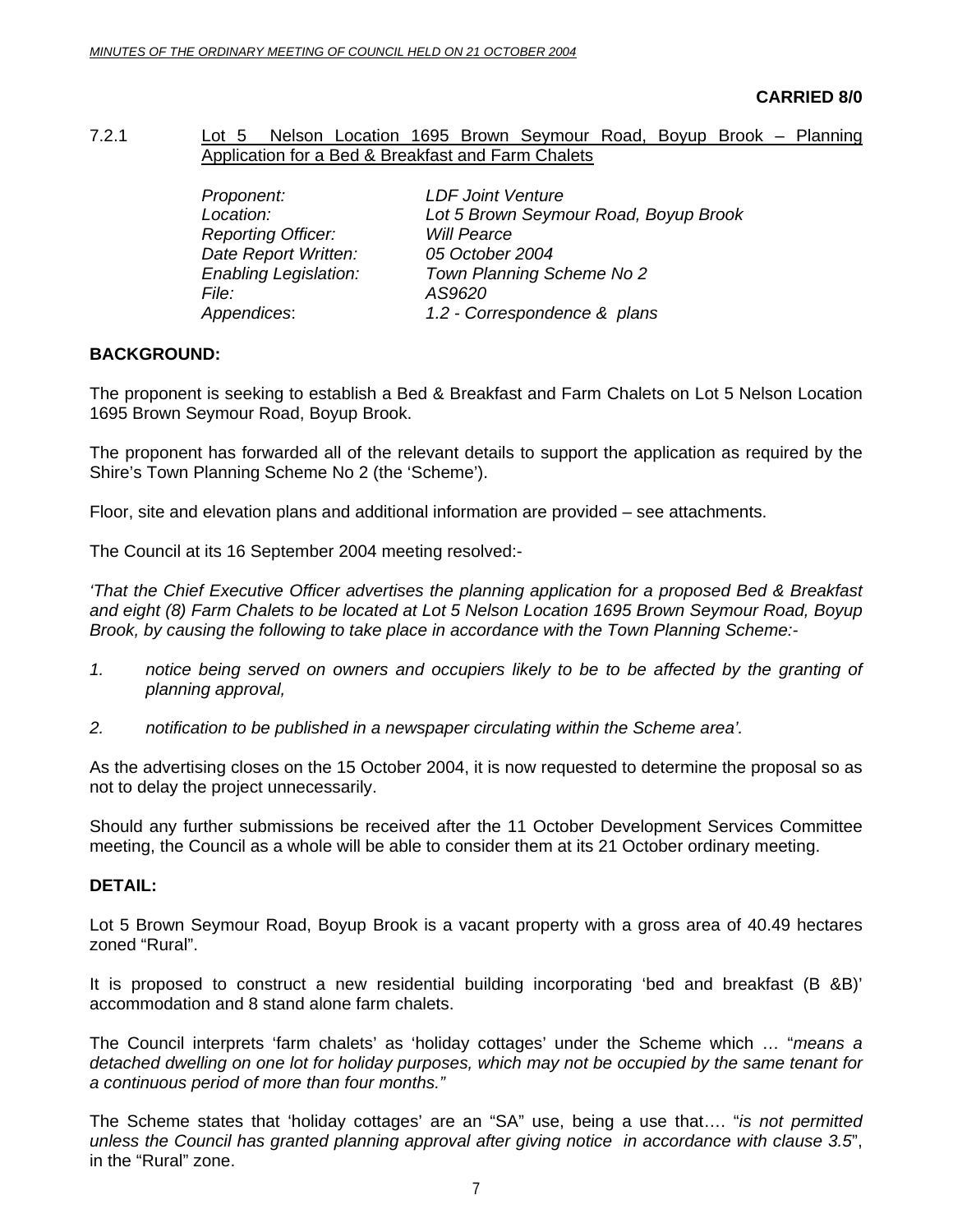**CARRIED 8/0**

7.2.1 Lot 5 Nelson Location 1695 Brown Seymour Road, Boyup Brook – Planning Application for a Bed & Breakfast and Farm Chalets

| | |
|---|---|
| *Proponent:* | *LDF Joint Venture* |
| *Location:* | *Lot 5 Brown Seymour Road, Boyup Brook* |
| *Reporting Officer:* | *Will Pearce* |
| *Date Report Written:* | *05 October 2004* |
| *Enabling Legislation:* | *Town Planning Scheme No 2* |
| *File:* | *AS9620* |
| *Appendices*: | *1.2 - Correspondence & plans* |

**BACKGROUND:**

The proponent is seeking to establish a Bed & Breakfast and Farm Chalets on Lot 5 Nelson Location 1695 Brown Seymour Road, Boyup Brook.

The proponent has forwarded all of the relevant details to support the application as required by the Shire's Town Planning Scheme No 2 (the 'Scheme').

Floor, site and elevation plans and additional information are provided – see attachments.

The Council at its 16 September 2004 meeting resolved:-

*'That the Chief Executive Officer advertises the planning application for a proposed Bed & Breakfast and eight (8) Farm Chalets to be located at Lot 5 Nelson Location 1695 Brown Seymour Road, Boyup Brook, by causing the following to take place in accordance with the Town Planning Scheme:-*

1. *notice being served on owners and occupiers likely to be to be affected by the granting of planning approval,*
2. *notification to be published in a newspaper circulating within the Scheme area'.*

As the advertising closes on the 15 October 2004, it is now requested to determine the proposal so as not to delay the project unnecessarily.

Should any further submissions be received after the 11 October Development Services Committee meeting, the Council as a whole will be able to consider them at its 21 October ordinary meeting.

**DETAIL:**

Lot 5 Brown Seymour Road, Boyup Brook is a vacant property with a gross area of 40.49 hectares zoned "Rural".

It is proposed to construct a new residential building incorporating 'bed and breakfast (B &B)' accommodation and 8 stand alone farm chalets.

The Council interprets 'farm chalets' as 'holiday cottages' under the Scheme which … "*means a detached dwelling on one lot for holiday purposes, which may not be occupied by the same tenant for a continuous period of more than four months."*

The Scheme states that 'holiday cottages' are an "SA" use, being a use that…. "*is not permitted unless the Council has granted planning approval after giving notice in accordance with clause 3.5*", in the "Rural" zone.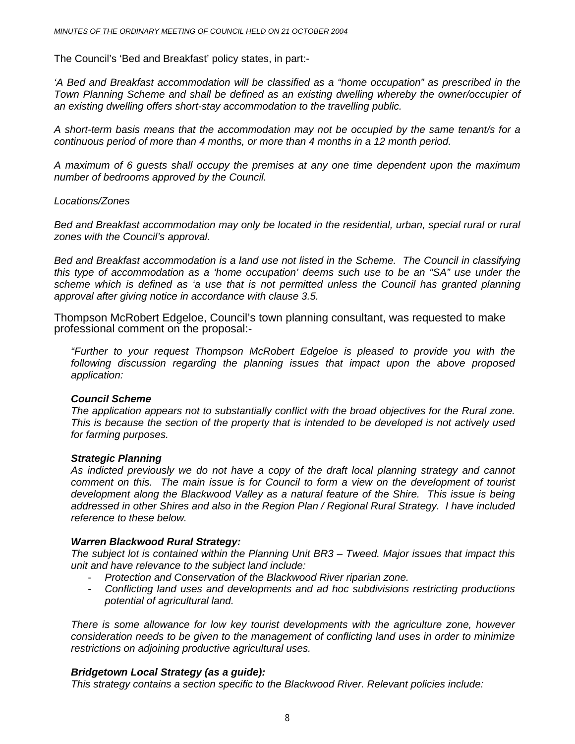The Council's 'Bed and Breakfast' policy states, in part:-

*'A Bed and Breakfast accommodation will be classified as a "home occupation" as prescribed in the Town Planning Scheme and shall be defined as an existing dwelling whereby the owner/occupier of an existing dwelling offers short-stay accommodation to the travelling public.*

*A short-term basis means that the accommodation may not be occupied by the same tenant/s for a continuous period of more than 4 months, or more than 4 months in a 12 month period.*

*A maximum of 6 guests shall occupy the premises at any one time dependent upon the maximum number of bedrooms approved by the Council.*

*Locations/Zones*

*Bed and Breakfast accommodation may only be located in the residential, urban, special rural or rural zones with the Council's approval.*

*Bed and Breakfast accommodation is a land use not listed in the Scheme. The Council in classifying this type of accommodation as a 'home occupation' deems such use to be an "SA" use under the scheme which is defined as 'a use that is not permitted unless the Council has granted planning approval after giving notice in accordance with clause 3.5.*

Thompson McRobert Edgeloe, Council's town planning consultant, was requested to make professional comment on the proposal:-

> *"Further to your request Thompson McRobert Edgeloe is pleased to provide you with the following discussion regarding the planning issues that impact upon the above proposed application:*
>
> ***Council Scheme***
> *The application appears not to substantially conflict with the broad objectives for the Rural zone. This is because the section of the property that is intended to be developed is not actively used for farming purposes.*
>
> ***Strategic Planning***
> *As indicted previously we do not have a copy of the draft local planning strategy and cannot comment on this. The main issue is for Council to form a view on the development of tourist development along the Blackwood Valley as a natural feature of the Shire. This issue is being addressed in other Shires and also in the Region Plan / Regional Rural Strategy. I have included reference to these below.*
>
> ***Warren Blackwood Rural Strategy:***
> *The subject lot is contained within the Planning Unit BR3 – Tweed. Major issues that impact this unit and have relevance to the subject land include:*
>
> - *Protection and Conservation of the Blackwood River riparian zone.*
> - *Conflicting land uses and developments and ad hoc subdivisions restricting productions potential of agricultural land.*
>
> *There is some allowance for low key tourist developments with the agriculture zone, however consideration needs to be given to the management of conflicting land uses in order to minimize restrictions on adjoining productive agricultural uses.*
>
> ***Bridgetown Local Strategy (as a guide):***
> *This strategy contains a section specific to the Blackwood River. Relevant policies include:*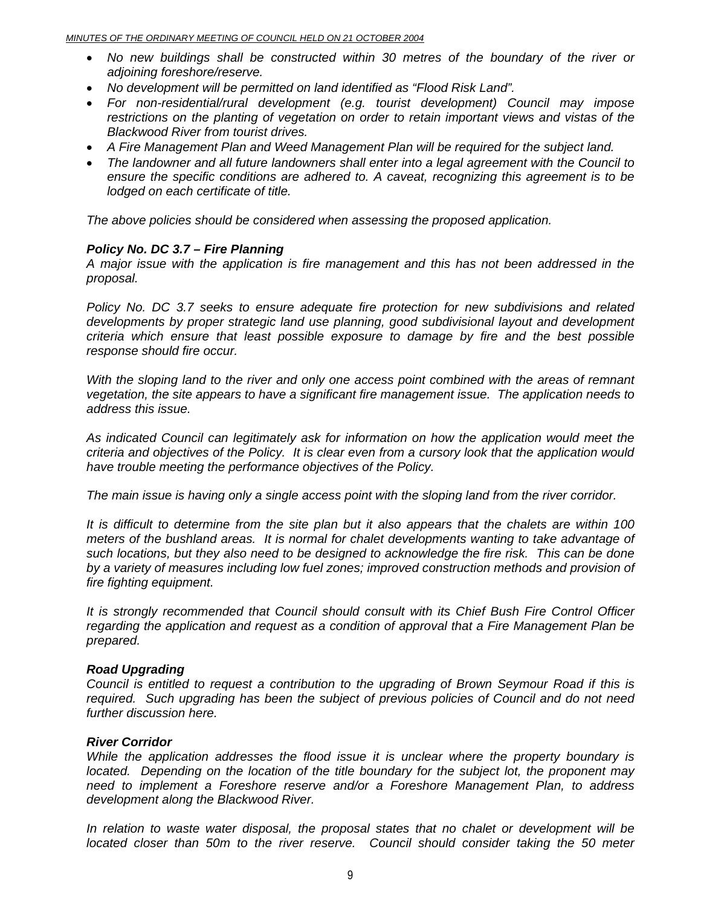- *No new buildings shall be constructed within 30 metres of the boundary of the river or adjoining foreshore/reserve.*
- *No development will be permitted on land identified as "Flood Risk Land".*
- *For non-residential/rural development (e.g. tourist development) Council may impose restrictions on the planting of vegetation on order to retain important views and vistas of the Blackwood River from tourist drives.*
- *A Fire Management Plan and Weed Management Plan will be required for the subject land.*
- *The landowner and all future landowners shall enter into a legal agreement with the Council to ensure the specific conditions are adhered to. A caveat, recognizing this agreement is to be lodged on each certificate of title.*

*The above policies should be considered when assessing the proposed application.*

***Policy No. DC 3.7 – Fire Planning***

*A major issue with the application is fire management and this has not been addressed in the proposal.*

*Policy No. DC 3.7 seeks to ensure adequate fire protection for new subdivisions and related developments by proper strategic land use planning, good subdivisional layout and development criteria which ensure that least possible exposure to damage by fire and the best possible response should fire occur.*

*With the sloping land to the river and only one access point combined with the areas of remnant vegetation, the site appears to have a significant fire management issue. The application needs to address this issue.*

*As indicated Council can legitimately ask for information on how the application would meet the criteria and objectives of the Policy. It is clear even from a cursory look that the application would have trouble meeting the performance objectives of the Policy.*

*The main issue is having only a single access point with the sloping land from the river corridor.*

*It is difficult to determine from the site plan but it also appears that the chalets are within 100 meters of the bushland areas. It is normal for chalet developments wanting to take advantage of such locations, but they also need to be designed to acknowledge the fire risk. This can be done by a variety of measures including low fuel zones; improved construction methods and provision of fire fighting equipment.*

*It is strongly recommended that Council should consult with its Chief Bush Fire Control Officer regarding the application and request as a condition of approval that a Fire Management Plan be prepared.*

***Road Upgrading***

*Council is entitled to request a contribution to the upgrading of Brown Seymour Road if this is required. Such upgrading has been the subject of previous policies of Council and do not need further discussion here.*

***River Corridor***

*While the application addresses the flood issue it is unclear where the property boundary is located. Depending on the location of the title boundary for the subject lot, the proponent may need to implement a Foreshore reserve and/or a Foreshore Management Plan, to address development along the Blackwood River.*

*In relation to waste water disposal, the proposal states that no chalet or development will be located closer than 50m to the river reserve. Council should consider taking the 50 meter*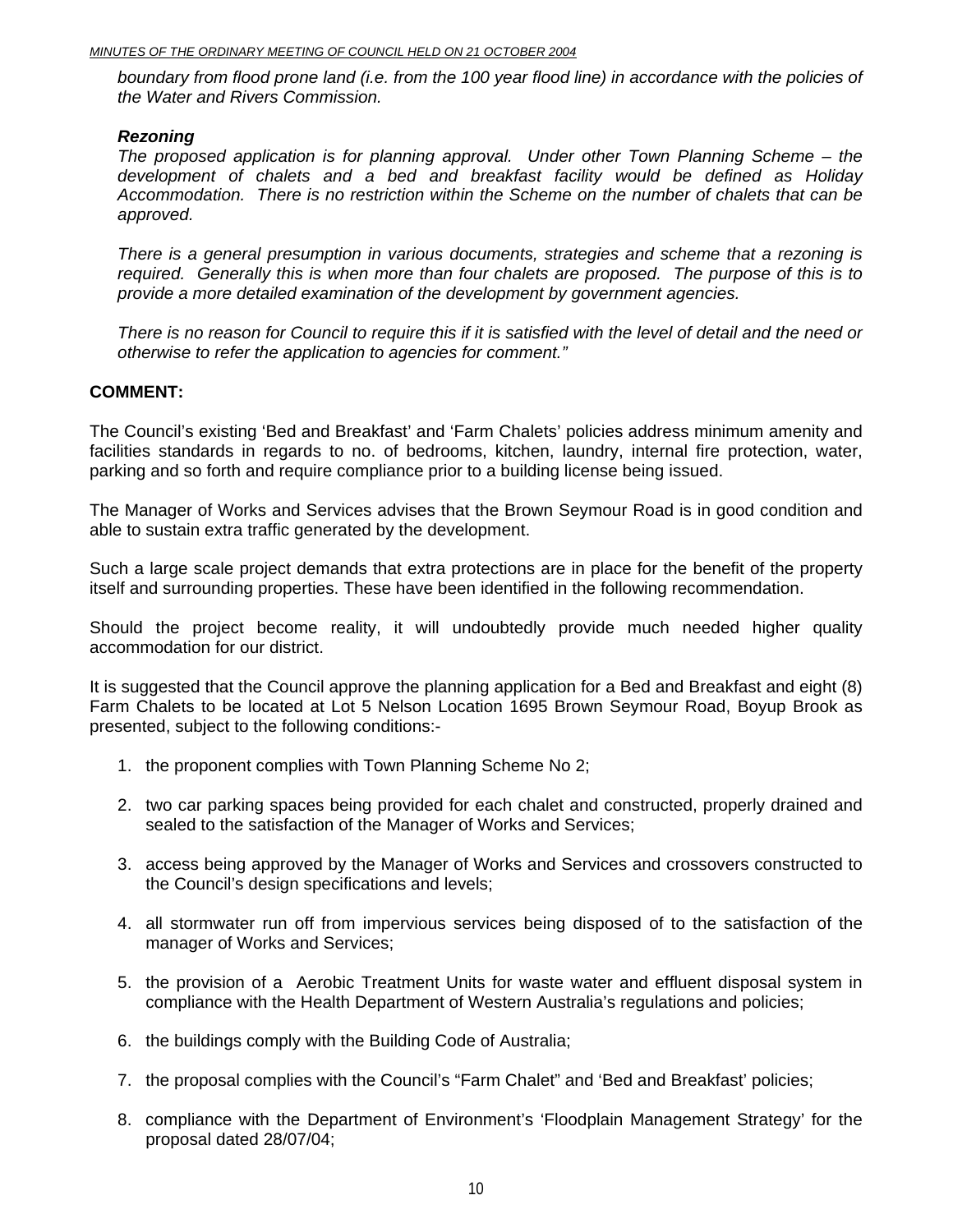*boundary from flood prone land (i.e. from the 100 year flood line) in accordance with the policies of the Water and Rivers Commission.*

***Rezoning***

*The proposed application is for planning approval. Under other Town Planning Scheme – the development of chalets and a bed and breakfast facility would be defined as Holiday Accommodation. There is no restriction within the Scheme on the number of chalets that can be approved.*

*There is a general presumption in various documents, strategies and scheme that a rezoning is required. Generally this is when more than four chalets are proposed. The purpose of this is to provide a more detailed examination of the development by government agencies.*

*There is no reason for Council to require this if it is satisfied with the level of detail and the need or otherwise to refer the application to agencies for comment."*

**COMMENT:**

The Council's existing 'Bed and Breakfast' and 'Farm Chalets' policies address minimum amenity and facilities standards in regards to no. of bedrooms, kitchen, laundry, internal fire protection, water, parking and so forth and require compliance prior to a building license being issued.

The Manager of Works and Services advises that the Brown Seymour Road is in good condition and able to sustain extra traffic generated by the development.

Such a large scale project demands that extra protections are in place for the benefit of the property itself and surrounding properties. These have been identified in the following recommendation.

Should the project become reality, it will undoubtedly provide much needed higher quality accommodation for our district.

It is suggested that the Council approve the planning application for a Bed and Breakfast and eight (8) Farm Chalets to be located at Lot 5 Nelson Location 1695 Brown Seymour Road, Boyup Brook as presented, subject to the following conditions:-

1. the proponent complies with Town Planning Scheme No 2;

2. two car parking spaces being provided for each chalet and constructed, properly drained and sealed to the satisfaction of the Manager of Works and Services;

3. access being approved by the Manager of Works and Services and crossovers constructed to the Council's design specifications and levels;

4. all stormwater run off from impervious services being disposed of to the satisfaction of the manager of Works and Services;

5. the provision of a Aerobic Treatment Units for waste water and effluent disposal system in compliance with the Health Department of Western Australia's regulations and policies;

6. the buildings comply with the Building Code of Australia;

7. the proposal complies with the Council's "Farm Chalet" and 'Bed and Breakfast' policies;

8. compliance with the Department of Environment's 'Floodplain Management Strategy' for the proposal dated 28/07/04;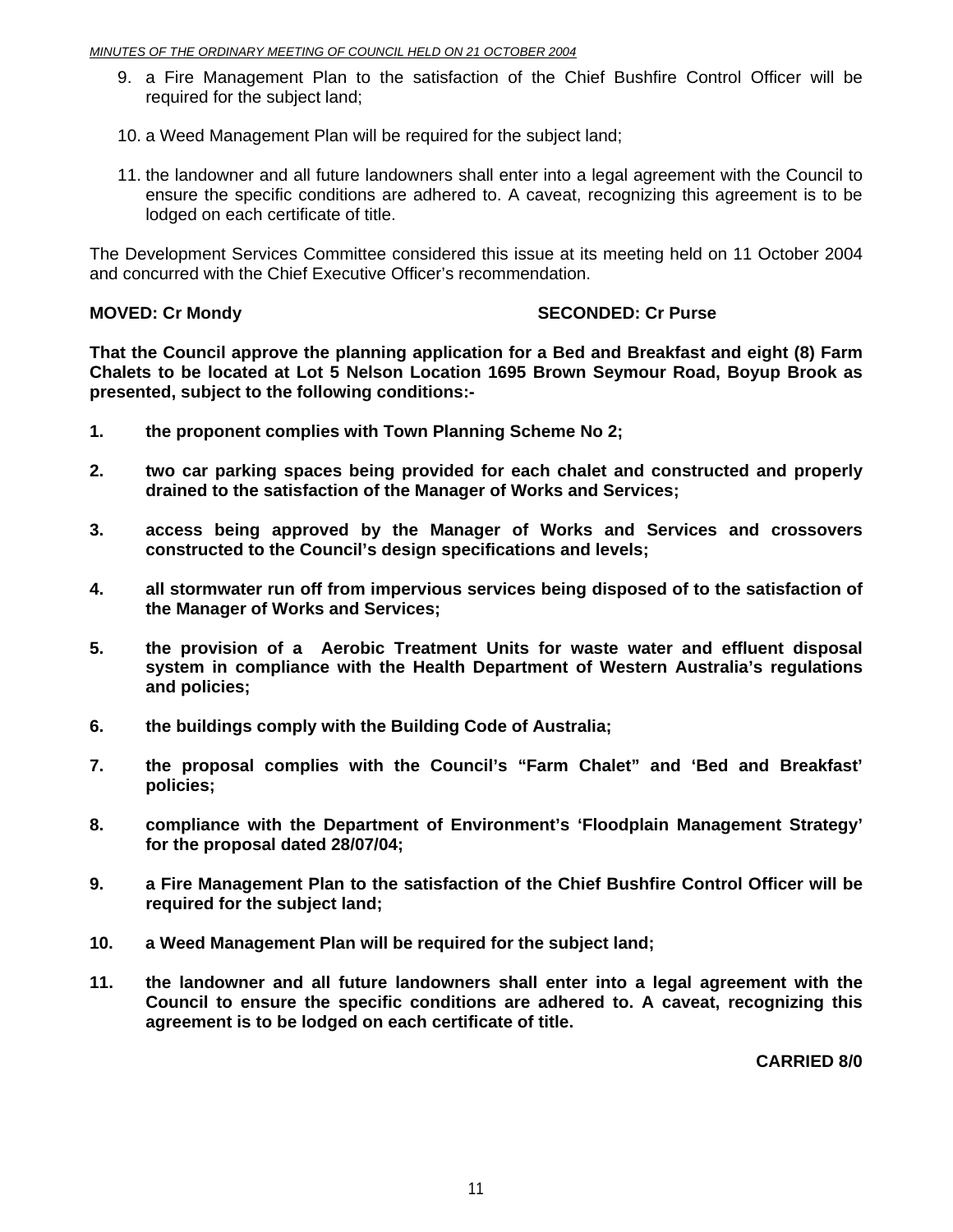9. a Fire Management Plan to the satisfaction of the Chief Bushfire Control Officer will be required for the subject land;

10. a Weed Management Plan will be required for the subject land;

11. the landowner and all future landowners shall enter into a legal agreement with the Council to ensure the specific conditions are adhered to. A caveat, recognizing this agreement is to be lodged on each certificate of title.

The Development Services Committee considered this issue at its meeting held on 11 October 2004 and concurred with the Chief Executive Officer's recommendation.

**MOVED: Cr Mondy** **SECONDED: Cr Purse**

**That the Council approve the planning application for a Bed and Breakfast and eight (8) Farm Chalets to be located at Lot 5 Nelson Location 1695 Brown Seymour Road, Boyup Brook as presented, subject to the following conditions:-**

1. **the proponent complies with Town Planning Scheme No 2;**
2. **two car parking spaces being provided for each chalet and constructed and properly drained to the satisfaction of the Manager of Works and Services;**
3. **access being approved by the Manager of Works and Services and crossovers constructed to the Council's design specifications and levels;**
4. **all stormwater run off from impervious services being disposed of to the satisfaction of the Manager of Works and Services;**
5. **the provision of a Aerobic Treatment Units for waste water and effluent disposal system in compliance with the Health Department of Western Australia's regulations and policies;**
6. **the buildings comply with the Building Code of Australia;**
7. **the proposal complies with the Council's "Farm Chalet" and 'Bed and Breakfast' policies;**
8. **compliance with the Department of Environment's 'Floodplain Management Strategy' for the proposal dated 28/07/04;**
9. **a Fire Management Plan to the satisfaction of the Chief Bushfire Control Officer will be required for the subject land;**
10. **a Weed Management Plan will be required for the subject land;**
11. **the landowner and all future landowners shall enter into a legal agreement with the Council to ensure the specific conditions are adhered to. A caveat, recognizing this agreement is to be lodged on each certificate of title.**

**CARRIED 8/0**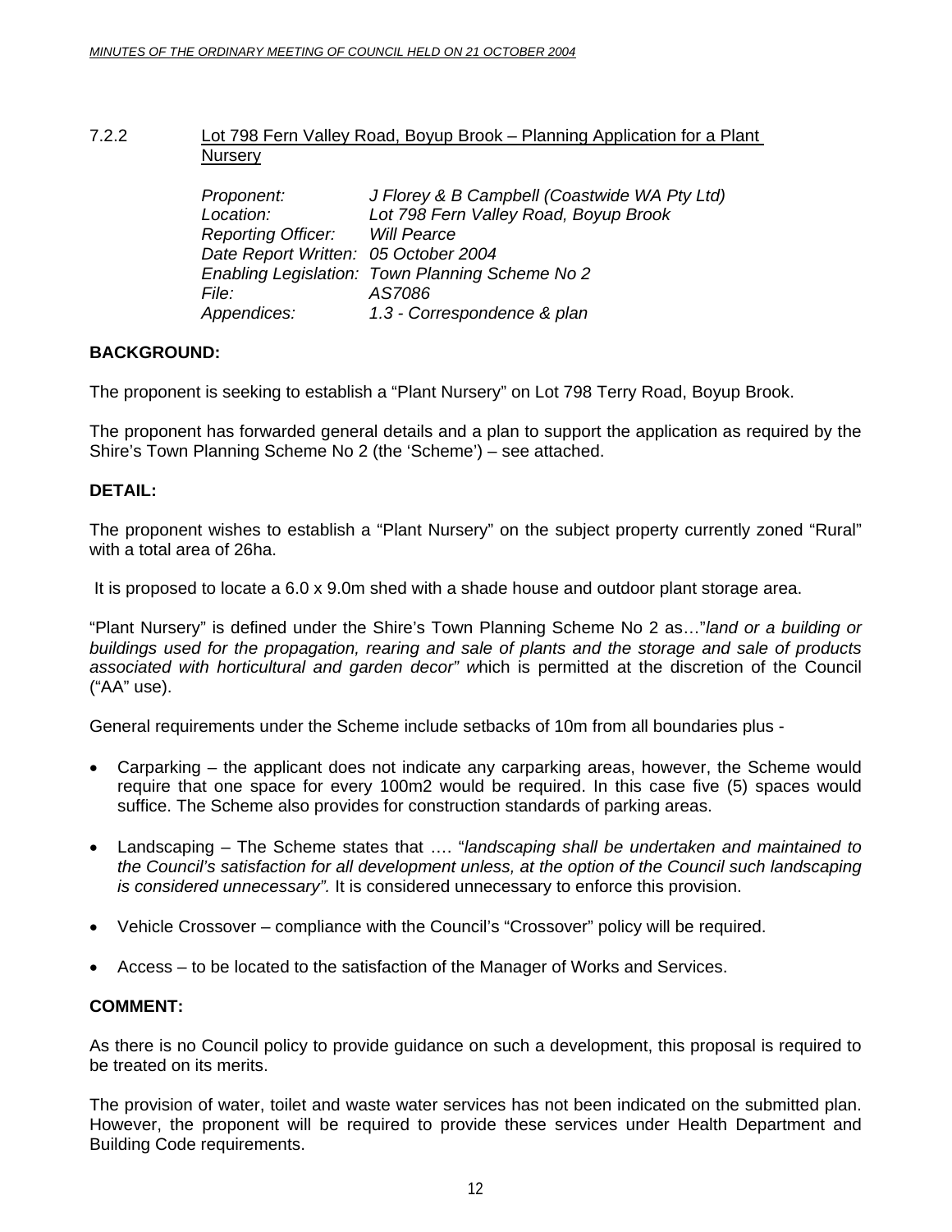7.2.2 Lot 798 Fern Valley Road, Boyup Brook – Planning Application for a Plant Nursery

*Proponent:* *J Florey & B Campbell (Coastwide WA Pty Ltd)*
*Location:* *Lot 798 Fern Valley Road, Boyup Brook*
*Reporting Officer:* *Will Pearce*
*Date Report Written:* *05 October 2004*
*Enabling Legislation:* *Town Planning Scheme No 2*
*File:* *AS7086*
*Appendices:* *1.3 - Correspondence & plan*

**BACKGROUND:**

The proponent is seeking to establish a "Plant Nursery" on Lot 798 Terry Road, Boyup Brook.

The proponent has forwarded general details and a plan to support the application as required by the Shire's Town Planning Scheme No 2 (the 'Scheme') – see attached.

**DETAIL:**

The proponent wishes to establish a "Plant Nursery" on the subject property currently zoned "Rural" with a total area of 26ha.

It is proposed to locate a 6.0 x 9.0m shed with a shade house and outdoor plant storage area.

"Plant Nursery" is defined under the Shire's Town Planning Scheme No 2 as…"*land or a building or buildings used for the propagation, rearing and sale of plants and the storage and sale of products associated with horticultural and garden decor" w*hich is permitted at the discretion of the Council ("AA" use).

General requirements under the Scheme include setbacks of 10m from all boundaries plus -

- Carparking – the applicant does not indicate any carparking areas, however, the Scheme would require that one space for every 100m2 would be required. In this case five (5) spaces would suffice. The Scheme also provides for construction standards of parking areas.
- Landscaping – The Scheme states that …. "*landscaping shall be undertaken and maintained to the Council's satisfaction for all development unless, at the option of the Council such landscaping is considered unnecessary".* It is considered unnecessary to enforce this provision.
- Vehicle Crossover – compliance with the Council's "Crossover" policy will be required.
- Access – to be located to the satisfaction of the Manager of Works and Services.

**COMMENT:**

As there is no Council policy to provide guidance on such a development, this proposal is required to be treated on its merits.

The provision of water, toilet and waste water services has not been indicated on the submitted plan. However, the proponent will be required to provide these services under Health Department and Building Code requirements.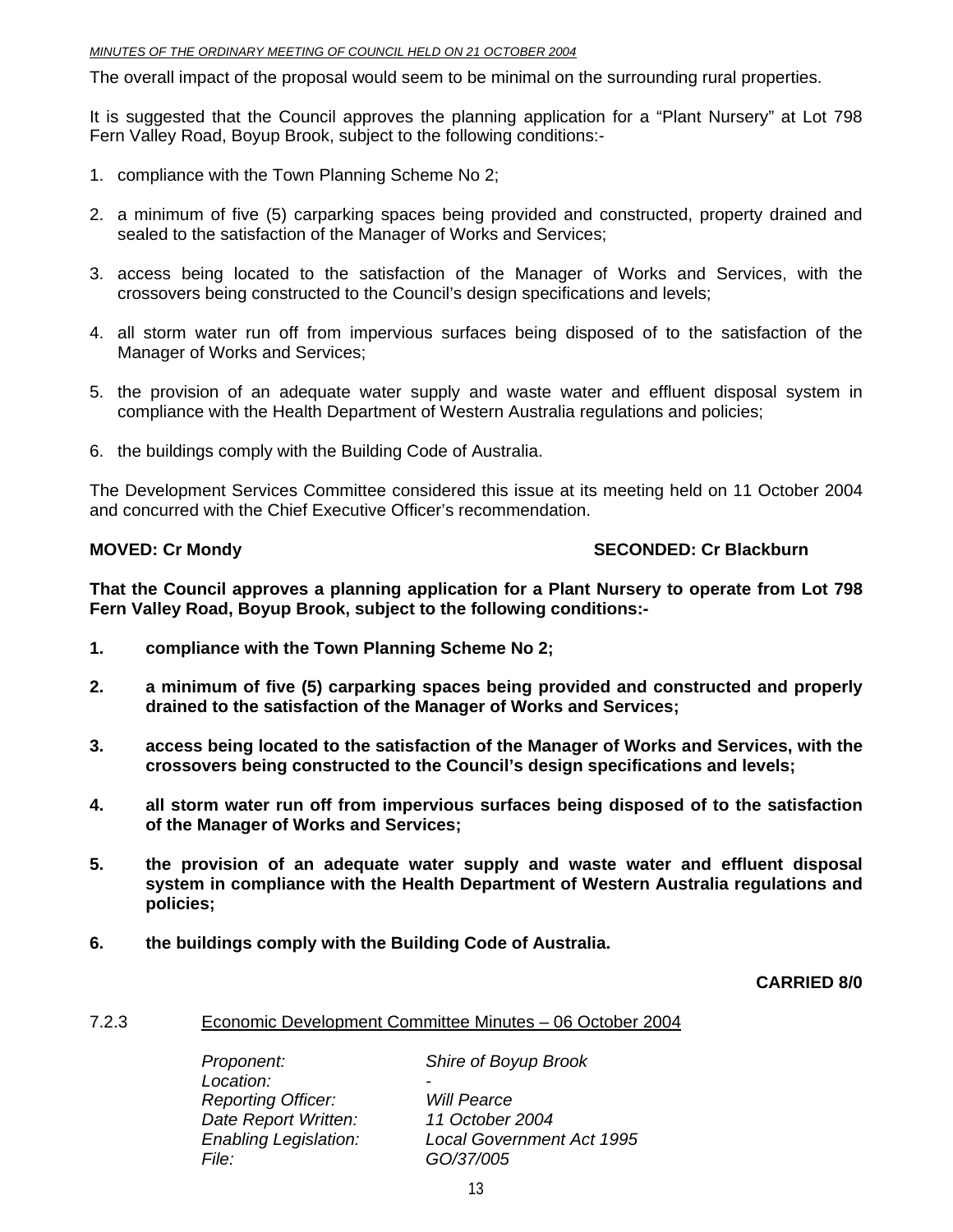The overall impact of the proposal would seem to be minimal on the surrounding rural properties.

It is suggested that the Council approves the planning application for a "Plant Nursery" at Lot 798 Fern Valley Road, Boyup Brook, subject to the following conditions:-

1. compliance with the Town Planning Scheme No 2;

2. a minimum of five (5) carparking spaces being provided and constructed, property drained and sealed to the satisfaction of the Manager of Works and Services;

3. access being located to the satisfaction of the Manager of Works and Services, with the crossovers being constructed to the Council's design specifications and levels;

4. all storm water run off from impervious surfaces being disposed of to the satisfaction of the Manager of Works and Services;

5. the provision of an adequate water supply and waste water and effluent disposal system in compliance with the Health Department of Western Australia regulations and policies;

6. the buildings comply with the Building Code of Australia.

The Development Services Committee considered this issue at its meeting held on 11 October 2004 and concurred with the Chief Executive Officer's recommendation.

**MOVED: Cr Mondy** **SECONDED: Cr Blackburn**

**That the Council approves a planning application for a Plant Nursery to operate from Lot 798 Fern Valley Road, Boyup Brook, subject to the following conditions:-**

1. **compliance with the Town Planning Scheme No 2;**

2. **a minimum of five (5) carparking spaces being provided and constructed and properly drained to the satisfaction of the Manager of Works and Services;**

3. **access being located to the satisfaction of the Manager of Works and Services, with the crossovers being constructed to the Council's design specifications and levels;**

4. **all storm water run off from impervious surfaces being disposed of to the satisfaction of the Manager of Works and Services;**

5. **the provision of an adequate water supply and waste water and effluent disposal system in compliance with the Health Department of Western Australia regulations and policies;**

6. **the buildings comply with the Building Code of Australia.**

**CARRIED 8/0**

7.2.3 Economic Development Committee Minutes – 06 October 2004

*Proponent:* *Shire of Boyup Brook*
*Location:* -
*Reporting Officer:* *Will Pearce*
*Date Report Written:* *11 October 2004*
*Enabling Legislation:* *Local Government Act 1995*
*File:* *GO/37/005*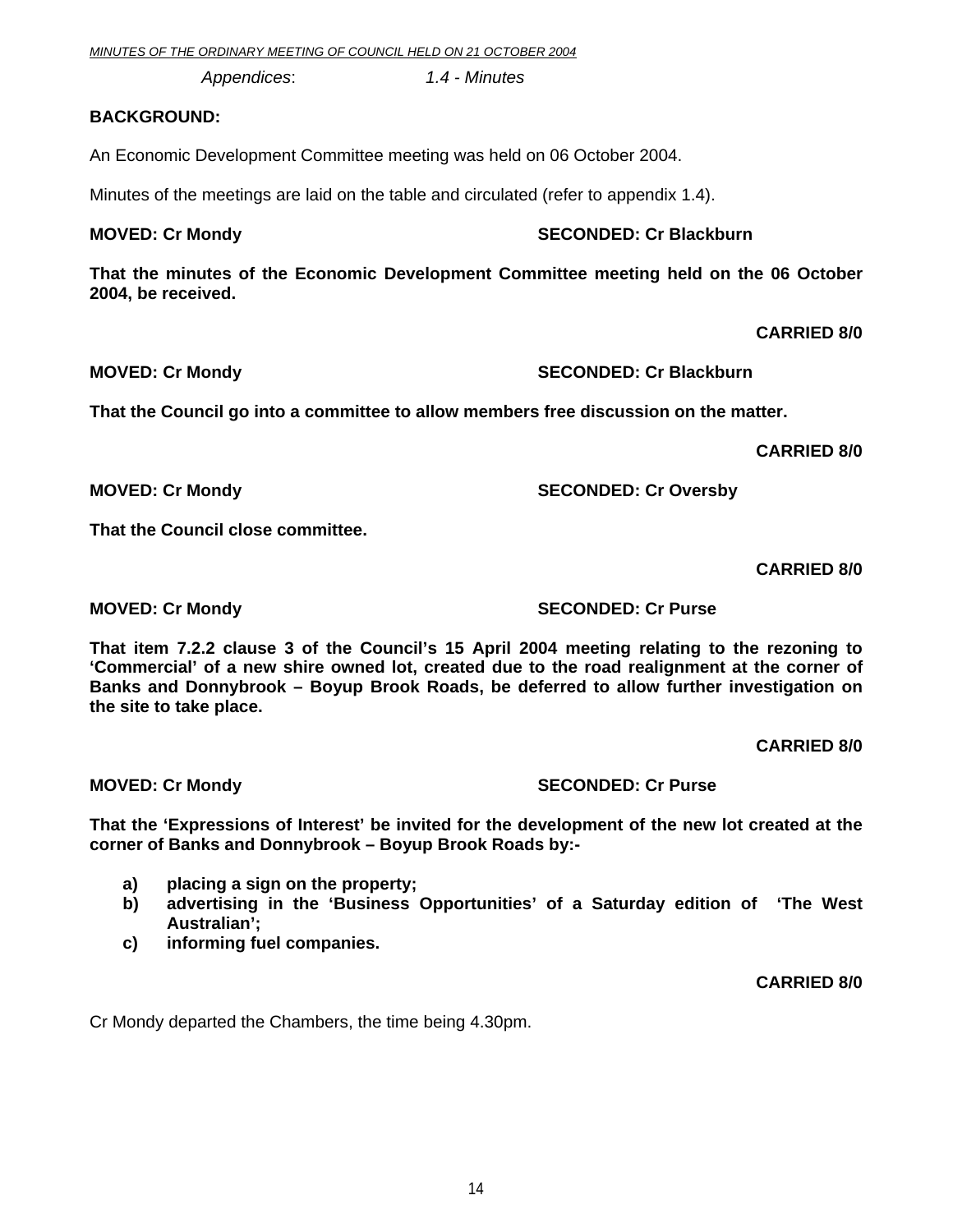*Appendices*: *1.4 - Minutes*

**BACKGROUND:**

An Economic Development Committee meeting was held on 06 October 2004.

Minutes of the meetings are laid on the table and circulated (refer to appendix 1.4).

**MOVED: Cr Mondy SECONDED: Cr Blackburn**

**That the minutes of the Economic Development Committee meeting held on the 06 October 2004, be received.**

**CARRIED 8/0**

**MOVED: Cr Mondy SECONDED: Cr Blackburn**

**That the Council go into a committee to allow members free discussion on the matter.**

**CARRIED 8/0**

**MOVED: Cr Mondy SECONDED: Cr Oversby**

**That the Council close committee.**

**CARRIED 8/0**

**MOVED: Cr Mondy SECONDED: Cr Purse**

**That item 7.2.2 clause 3 of the Council's 15 April 2004 meeting relating to the rezoning to 'Commercial' of a new shire owned lot, created due to the road realignment at the corner of Banks and Donnybrook – Boyup Brook Roads, be deferred to allow further investigation on the site to take place.**

**CARRIED 8/0**

**MOVED: Cr Mondy SECONDED: Cr Purse**

**That the 'Expressions of Interest' be invited for the development of the new lot created at the corner of Banks and Donnybrook – Boyup Brook Roads by:-**

**a) placing a sign on the property;**
**b) advertising in the 'Business Opportunities' of a Saturday edition of 'The West Australian';**
**c) informing fuel companies.**

**CARRIED 8/0**

Cr Mondy departed the Chambers, the time being 4.30pm.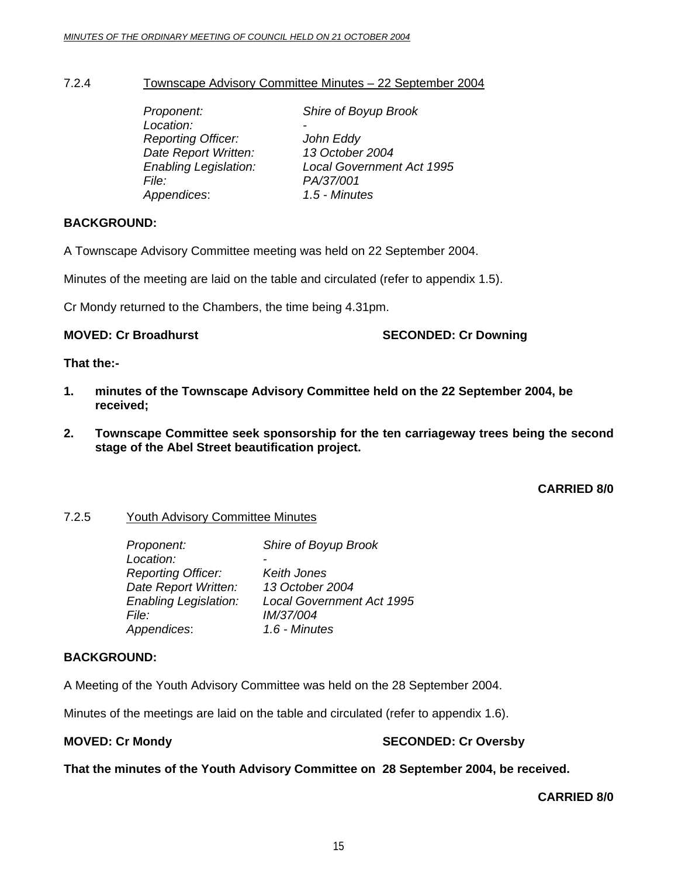### 7.2.4 Townscape Advisory Committee Minutes – 22 September 2004

*Proponent:* *Shire of Boyup Brook*
*Location:* -
*Reporting Officer:* *John Eddy*
*Date Report Written:* *13 October 2004*
*Enabling Legislation:* *Local Government Act 1995*
*File:* *PA/37/001*
*Appendices*: *1.5 - Minutes*

**BACKGROUND:**

A Townscape Advisory Committee meeting was held on 22 September 2004.

Minutes of the meeting are laid on the table and circulated (refer to appendix 1.5).

Cr Mondy returned to the Chambers, the time being 4.31pm.

**MOVED: Cr Broadhurst** **SECONDED: Cr Downing**

**That the:-**

1. **minutes of the Townscape Advisory Committee held on the 22 September 2004, be received;**
2. **Townscape Committee seek sponsorship for the ten carriageway trees being the second stage of the Abel Street beautification project.**

**CARRIED 8/0**

### 7.2.5 Youth Advisory Committee Minutes

*Proponent:* *Shire of Boyup Brook*
*Location:* -
*Reporting Officer:* *Keith Jones*
*Date Report Written:* *13 October 2004*
*Enabling Legislation:* *Local Government Act 1995*
*File:* *IM/37/004*
*Appendices*: *1.6 - Minutes*

**BACKGROUND:**

A Meeting of the Youth Advisory Committee was held on the 28 September 2004.

Minutes of the meetings are laid on the table and circulated (refer to appendix 1.6).

**MOVED: Cr Mondy** **SECONDED: Cr Oversby**

**That the minutes of the Youth Advisory Committee on 28 September 2004, be received.**

**CARRIED 8/0**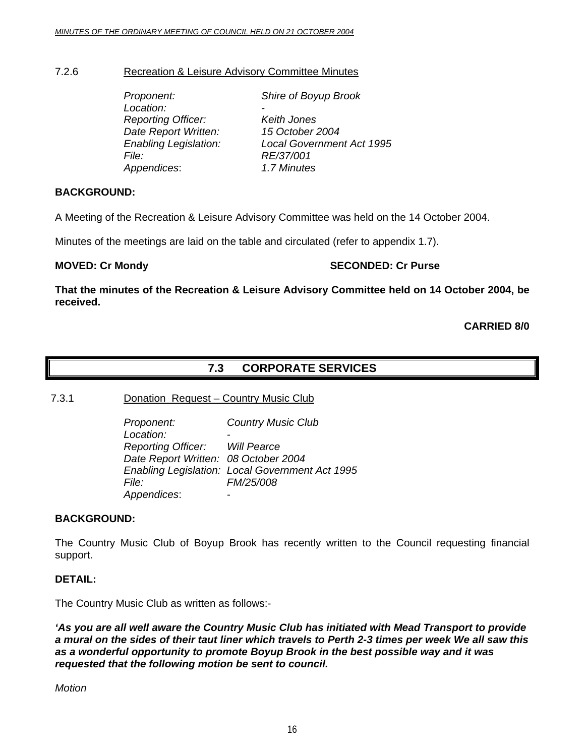7.2.6 Recreation & Leisure Advisory Committee Minutes

*Proponent:* *Shire of Boyup Brook*
*Location:* *-*
*Reporting Officer:* *Keith Jones*
*Date Report Written:* *15 October 2004*
*Enabling Legislation:* *Local Government Act 1995*
*File:* *RE/37/001*
*Appendices*: *1.7 Minutes*

**BACKGROUND:**

A Meeting of the Recreation & Leisure Advisory Committee was held on the 14 October 2004.

Minutes of the meetings are laid on the table and circulated (refer to appendix 1.7).

**MOVED: Cr Mondy** **SECONDED: Cr Purse**

**That the minutes of the Recreation & Leisure Advisory Committee held on 14 October 2004, be received.**

**CARRIED 8/0**

## 7.3 CORPORATE SERVICES

7.3.1 Donation Request – Country Music Club

*Proponent:* *Country Music Club*
*Location:* *-*
*Reporting Officer:* *Will Pearce*
*Date Report Written:* *08 October 2004*
*Enabling Legislation:* *Local Government Act 1995*
*File:* *FM/25/008*
*Appendices*: *-*

**BACKGROUND:**

The Country Music Club of Boyup Brook has recently written to the Council requesting financial support.

**DETAIL:**

The Country Music Club as written as follows:-

***'As you are all well aware the Country Music Club has initiated with Mead Transport to provide a mural on the sides of their taut liner which travels to Perth 2-3 times per week We all saw this as a wonderful opportunity to promote Boyup Brook in the best possible way and it was requested that the following motion be sent to council.***

*Motion*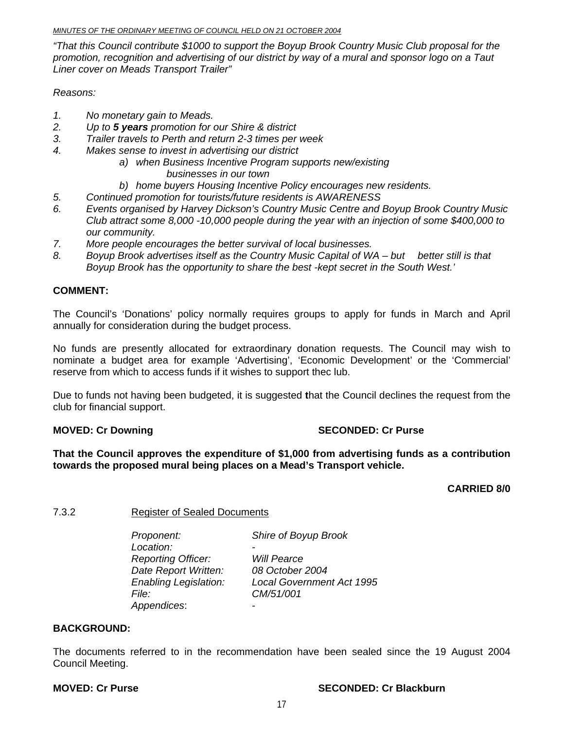*"That this Council contribute $1000 to support the Boyup Brook Country Music Club proposal for the promotion, recognition and advertising of our district by way of a mural and sponsor logo on a Taut Liner cover on Meads Transport Trailer"*

*Reasons:*

1. *No monetary gain to Meads.*
2. *Up to **5 years** promotion for our Shire & district*
3. *Trailer travels to Perth and return 2-3 times per week*
4. *Makes sense to invest in advertising our district*
   - *a) when Business Incentive Program supports new/existing businesses in our town*
   - *b) home buyers Housing Incentive Policy encourages new residents.*
5. *Continued promotion for tourists/future residents is AWARENESS*
6. *Events organised by Harvey Dickson's Country Music Centre and Boyup Brook Country Music Club attract some 8,000 -10,000 people during the year with an injection of some $400,000 to our community.*
7. *More people encourages the better survival of local businesses.*
8. *Boyup Brook advertises itself as the Country Music Capital of WA – but better still is that Boyup Brook has the opportunity to share the best -kept secret in the South West.'*

**COMMENT:**

The Council's 'Donations' policy normally requires groups to apply for funds in March and April annually for consideration during the budget process.

No funds are presently allocated for extraordinary donation requests. The Council may wish to nominate a budget area for example 'Advertising', 'Economic Development' or the 'Commercial' reserve from which to access funds if it wishes to support thec lub.

Due to funds not having been budgeted, it is suggested that the Council declines the request from the club for financial support.

**MOVED: Cr Downing** **SECONDED: Cr Purse**

**That the Council approves the expenditure of $1,000 from advertising funds as a contribution towards the proposed mural being places on a Mead's Transport vehicle.**

**CARRIED 8/0**

7.3.2 Register of Sealed Documents

| | |
|---|---|
| *Proponent:* | *Shire of Boyup Brook* |
| *Location:* | - |
| *Reporting Officer:* | *Will Pearce* |
| *Date Report Written:* | *08 October 2004* |
| *Enabling Legislation:* | *Local Government Act 1995* |
| *File:* | *CM/51/001* |
| *Appendices*: | - |

**BACKGROUND:**

The documents referred to in the recommendation have been sealed since the 19 August 2004 Council Meeting.

**MOVED: Cr Purse** **SECONDED: Cr Blackburn**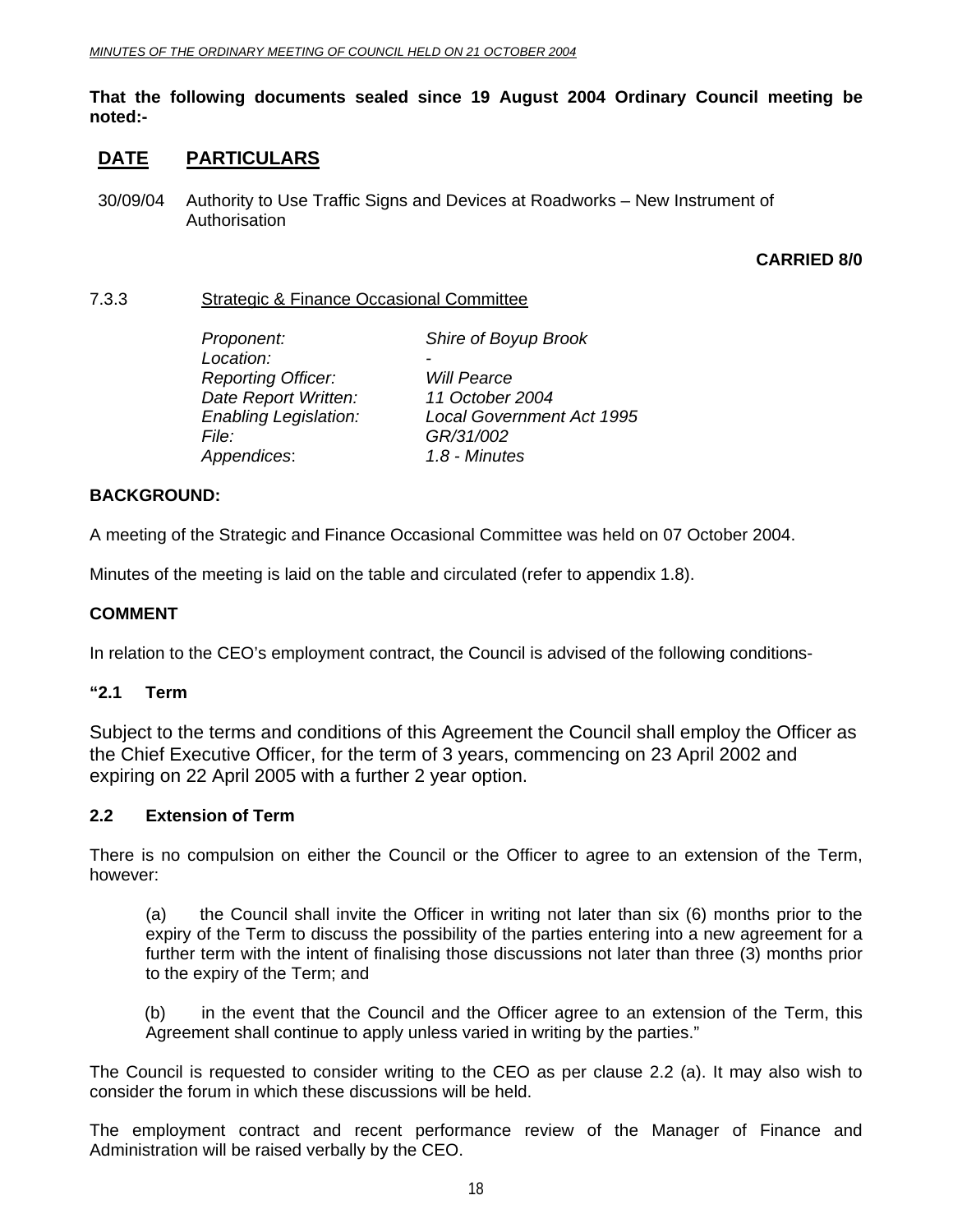**That the following documents sealed since 19 August 2004 Ordinary Council meeting be noted:-**

| **DATE** | **PARTICULARS** |
|---|---|
| 30/09/04 | Authority to Use Traffic Signs and Devices at Roadworks – New Instrument of Authorisation |

**CARRIED 8/0**

7.3.3 Strategic & Finance Occasional Committee

| | |
|---|---|
| *Proponent:* | *Shire of Boyup Brook* |
| *Location:* | *-* |
| *Reporting Officer:* | *Will Pearce* |
| *Date Report Written:* | *11 October 2004* |
| *Enabling Legislation:* | *Local Government Act 1995* |
| *File:* | *GR/31/002* |
| *Appendices*: | *1.8 - Minutes* |

**BACKGROUND:**

A meeting of the Strategic and Finance Occasional Committee was held on 07 October 2004.

Minutes of the meeting is laid on the table and circulated (refer to appendix 1.8).

**COMMENT**

In relation to the CEO's employment contract, the Council is advised of the following conditions-

**"2.1 Term**

Subject to the terms and conditions of this Agreement the Council shall employ the Officer as the Chief Executive Officer, for the term of 3 years, commencing on 23 April 2002 and expiring on 22 April 2005 with a further 2 year option.

**2.2 Extension of Term**

There is no compulsion on either the Council or the Officer to agree to an extension of the Term, however:

(a) the Council shall invite the Officer in writing not later than six (6) months prior to the expiry of the Term to discuss the possibility of the parties entering into a new agreement for a further term with the intent of finalising those discussions not later than three (3) months prior to the expiry of the Term; and

(b) in the event that the Council and the Officer agree to an extension of the Term, this Agreement shall continue to apply unless varied in writing by the parties."

The Council is requested to consider writing to the CEO as per clause 2.2 (a). It may also wish to consider the forum in which these discussions will be held.

The employment contract and recent performance review of the Manager of Finance and Administration will be raised verbally by the CEO.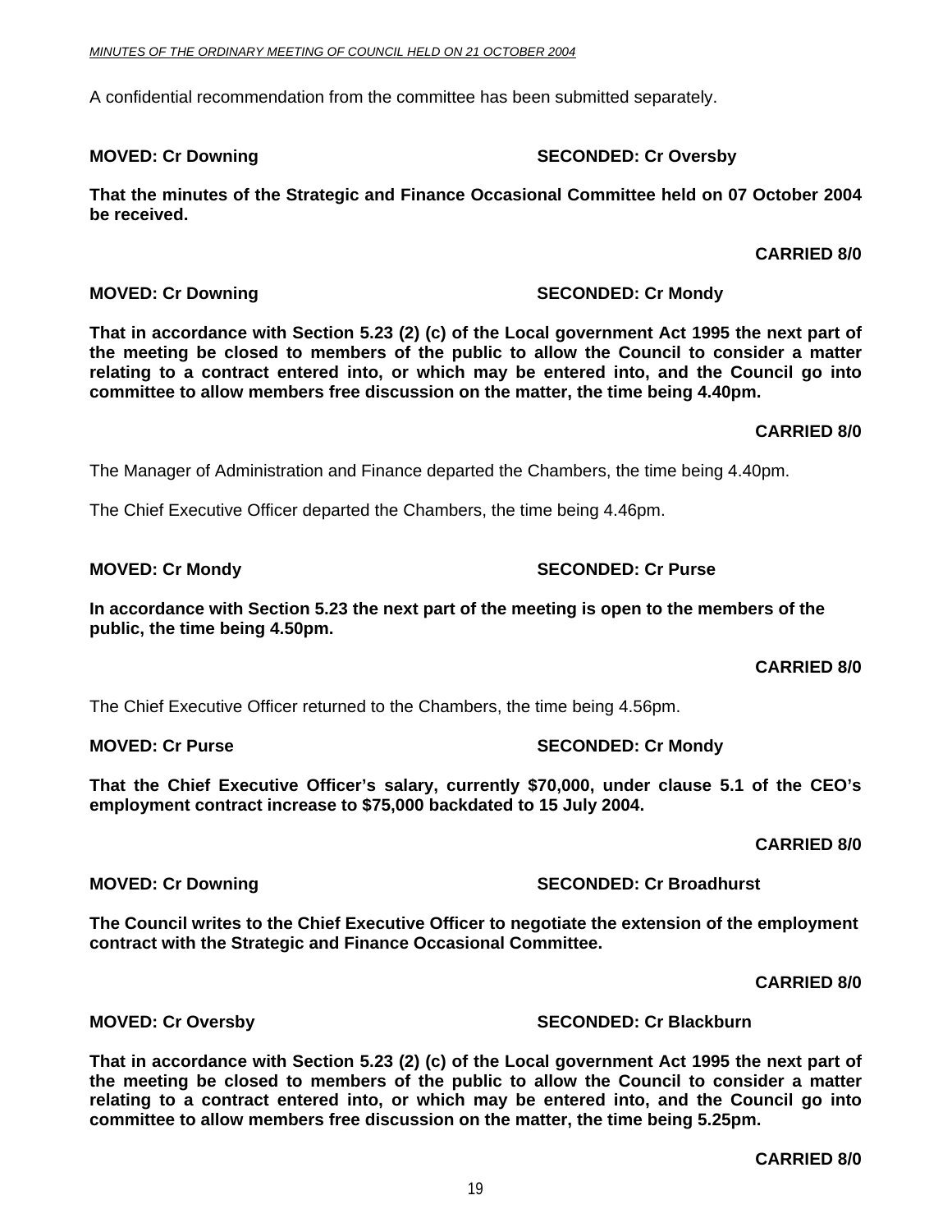A confidential recommendation from the committee has been submitted separately.

**MOVED: Cr Downing SECONDED: Cr Oversby**

**That the minutes of the Strategic and Finance Occasional Committee held on 07 October 2004 be received.**

**CARRIED 8/0**

**MOVED: Cr Downing SECONDED: Cr Mondy**

**That in accordance with Section 5.23 (2) (c) of the Local government Act 1995 the next part of the meeting be closed to members of the public to allow the Council to consider a matter relating to a contract entered into, or which may be entered into, and the Council go into committee to allow members free discussion on the matter, the time being 4.40pm.**

**CARRIED 8/0**

The Manager of Administration and Finance departed the Chambers, the time being 4.40pm.

The Chief Executive Officer departed the Chambers, the time being 4.46pm.

**MOVED: Cr Mondy SECONDED: Cr Purse**

**In accordance with Section 5.23 the next part of the meeting is open to the members of the public, the time being 4.50pm.**

**CARRIED 8/0**

The Chief Executive Officer returned to the Chambers, the time being 4.56pm.

**MOVED: Cr Purse SECONDED: Cr Mondy**

**That the Chief Executive Officer's salary, currently $70,000, under clause 5.1 of the CEO's employment contract increase to $75,000 backdated to 15 July 2004.**

**CARRIED 8/0**

**MOVED: Cr Downing SECONDED: Cr Broadhurst**

**The Council writes to the Chief Executive Officer to negotiate the extension of the employment contract with the Strategic and Finance Occasional Committee.**

**CARRIED 8/0**

**MOVED: Cr Oversby SECONDED: Cr Blackburn**

**That in accordance with Section 5.23 (2) (c) of the Local government Act 1995 the next part of the meeting be closed to members of the public to allow the Council to consider a matter relating to a contract entered into, or which may be entered into, and the Council go into committee to allow members free discussion on the matter, the time being 5.25pm.**

**CARRIED 8/0**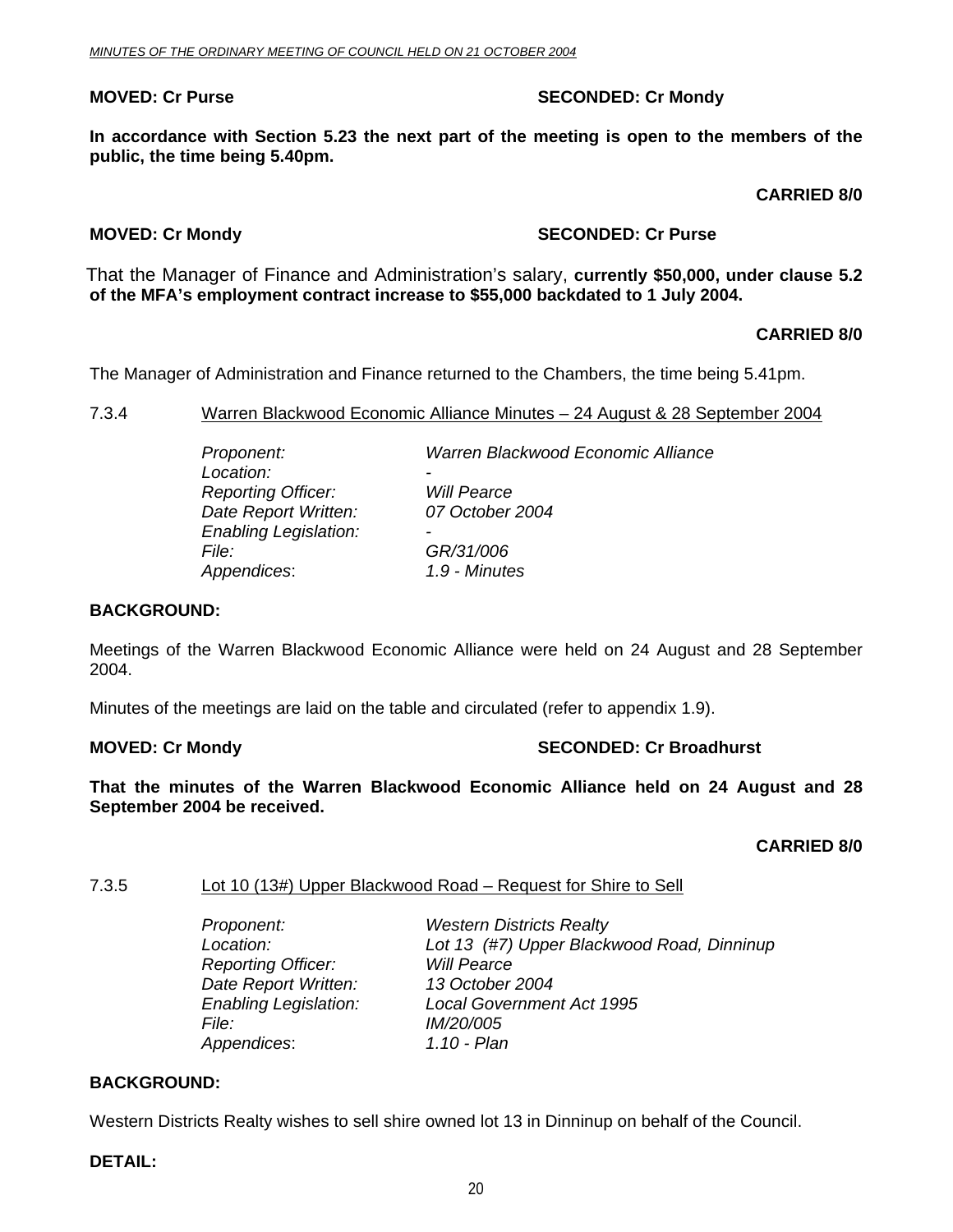**MOVED: Cr Purse** **SECONDED: Cr Mondy**

**In accordance with Section 5.23 the next part of the meeting is open to the members of the public, the time being 5.40pm.**

**CARRIED 8/0**

**MOVED: Cr Mondy** **SECONDED: Cr Purse**

That the Manager of Finance and Administration's salary, **currently $50,000, under clause 5.2 of the MFA's employment contract increase to $55,000 backdated to 1 July 2004.**

**CARRIED 8/0**

The Manager of Administration and Finance returned to the Chambers, the time being 5.41pm.

### 7.3.4 Warren Blackwood Economic Alliance Minutes – 24 August & 28 September 2004

| | |
|---|---|
| *Proponent:* | *Warren Blackwood Economic Alliance* |
| *Location:* | - |
| *Reporting Officer:* | *Will Pearce* |
| *Date Report Written:* | *07 October 2004* |
| *Enabling Legislation:* | - |
| *File:* | *GR/31/006* |
| *Appendices*: | *1.9 - Minutes* |

**BACKGROUND:**

Meetings of the Warren Blackwood Economic Alliance were held on 24 August and 28 September 2004.

Minutes of the meetings are laid on the table and circulated (refer to appendix 1.9).

**MOVED: Cr Mondy** **SECONDED: Cr Broadhurst**

**That the minutes of the Warren Blackwood Economic Alliance held on 24 August and 28 September 2004 be received.**

**CARRIED 8/0**

### 7.3.5 Lot 10 (13#) Upper Blackwood Road – Request for Shire to Sell

| | |
|---|---|
| *Proponent:* | *Western Districts Realty* |
| *Location:* | *Lot 13 (#7) Upper Blackwood Road, Dinninup* |
| *Reporting Officer:* | *Will Pearce* |
| *Date Report Written:* | *13 October 2004* |
| *Enabling Legislation:* | *Local Government Act 1995* |
| *File:* | *IM/20/005* |
| *Appendices*: | *1.10 - Plan* |

**BACKGROUND:**

Western Districts Realty wishes to sell shire owned lot 13 in Dinninup on behalf of the Council.

**DETAIL:**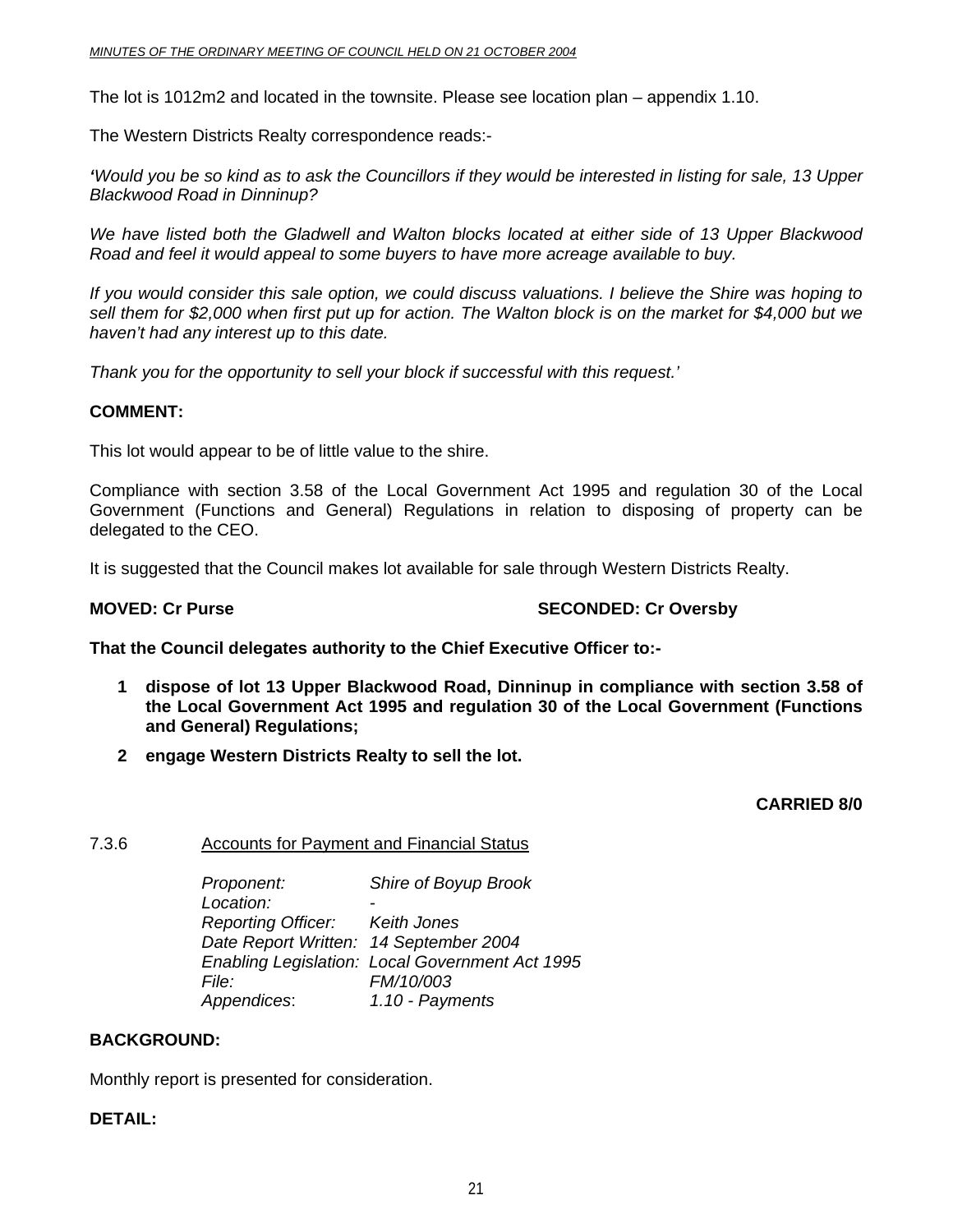The lot is 1012m2 and located in the townsite. Please see location plan – appendix 1.10.

The Western Districts Realty correspondence reads:-

*'Would you be so kind as to ask the Councillors if they would be interested in listing for sale, 13 Upper Blackwood Road in Dinninup?*

*We have listed both the Gladwell and Walton blocks located at either side of 13 Upper Blackwood Road and feel it would appeal to some buyers to have more acreage available to buy.*

*If you would consider this sale option, we could discuss valuations. I believe the Shire was hoping to sell them for $2,000 when first put up for action. The Walton block is on the market for $4,000 but we haven't had any interest up to this date.*

*Thank you for the opportunity to sell your block if successful with this request.'*

**COMMENT:**

This lot would appear to be of little value to the shire.

Compliance with section 3.58 of the Local Government Act 1995 and regulation 30 of the Local Government (Functions and General) Regulations in relation to disposing of property can be delegated to the CEO.

It is suggested that the Council makes lot available for sale through Western Districts Realty.

**MOVED: Cr Purse** **SECONDED: Cr Oversby**

**That the Council delegates authority to the Chief Executive Officer to:-**

1. **dispose of lot 13 Upper Blackwood Road, Dinninup in compliance with section 3.58 of the Local Government Act 1995 and regulation 30 of the Local Government (Functions and General) Regulations;**
2. **engage Western Districts Realty to sell the lot.**

**CARRIED 8/0**

7.3.6 Accounts for Payment and Financial Status

*Proponent:* *Shire of Boyup Brook*
*Location:* -
*Reporting Officer:* *Keith Jones*
*Date Report Written:* *14 September 2004*
*Enabling Legislation:* *Local Government Act 1995*
*File:* *FM/10/003*
*Appendices*: *1.10 - Payments*

**BACKGROUND:**

Monthly report is presented for consideration.

**DETAIL:**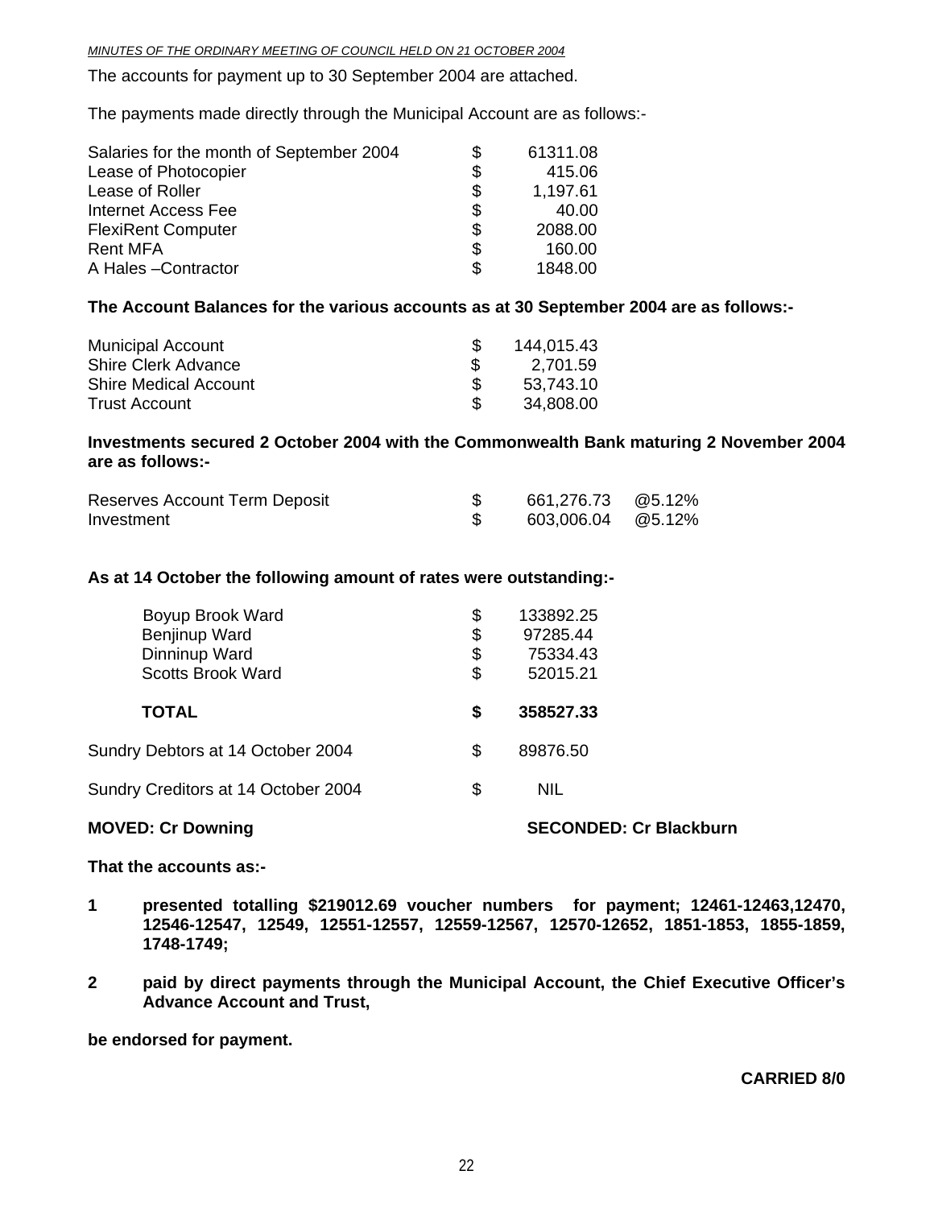The accounts for payment up to 30 September 2004 are attached.

The payments made directly through the Municipal Account are as follows:-

| | | |
|---|---|---|
| Salaries for the month of September 2004 | $ | 61311.08 |
| Lease of Photocopier | $ | 415.06 |
| Lease of Roller | $ | 1,197.61 |
| Internet Access Fee | $ | 40.00 |
| FlexiRent Computer | $ | 2088.00 |
| Rent MFA | $ | 160.00 |
| A Hales –Contractor | $ | 1848.00 |

**The Account Balances for the various accounts as at 30 September 2004 are as follows:-**

| | | |
|---|---|---|
| Municipal Account | $ | 144,015.43 |
| Shire Clerk Advance | $ | 2,701.59 |
| Shire Medical Account | $ | 53,743.10 |
| Trust Account | $ | 34,808.00 |

**Investments secured 2 October 2004 with the Commonwealth Bank maturing 2 November 2004 are as follows:-**

| | | | |
|---|---|---|---|
| Reserves Account Term Deposit | $ | 661,276.73 | @5.12% |
| Investment | $ | 603,006.04 | @5.12% |

**As at 14 October the following amount of rates were outstanding:-**

| | | |
|---|---|---|
| Boyup Brook Ward | $ | 133892.25 |
| Benjinup Ward | $ | 97285.44 |
| Dinninup Ward | $ | 75334.43 |
| Scotts Brook Ward | $ | 52015.21 |
| **TOTAL** | **$** | **358527.33** |
| Sundry Debtors at 14 October 2004 | $ | 89876.50 |
| Sundry Creditors at 14 October 2004 | $ | NIL |

**MOVED: Cr Downing** **SECONDED: Cr Blackburn**

**That the accounts as:-**

**1 presented totalling $219012.69 voucher numbers for payment; 12461-12463,12470, 12546-12547, 12549, 12551-12557, 12559-12567, 12570-12652, 1851-1853, 1855-1859, 1748-1749;**

**2 paid by direct payments through the Municipal Account, the Chief Executive Officer's Advance Account and Trust,**

**be endorsed for payment.**

**CARRIED 8/0**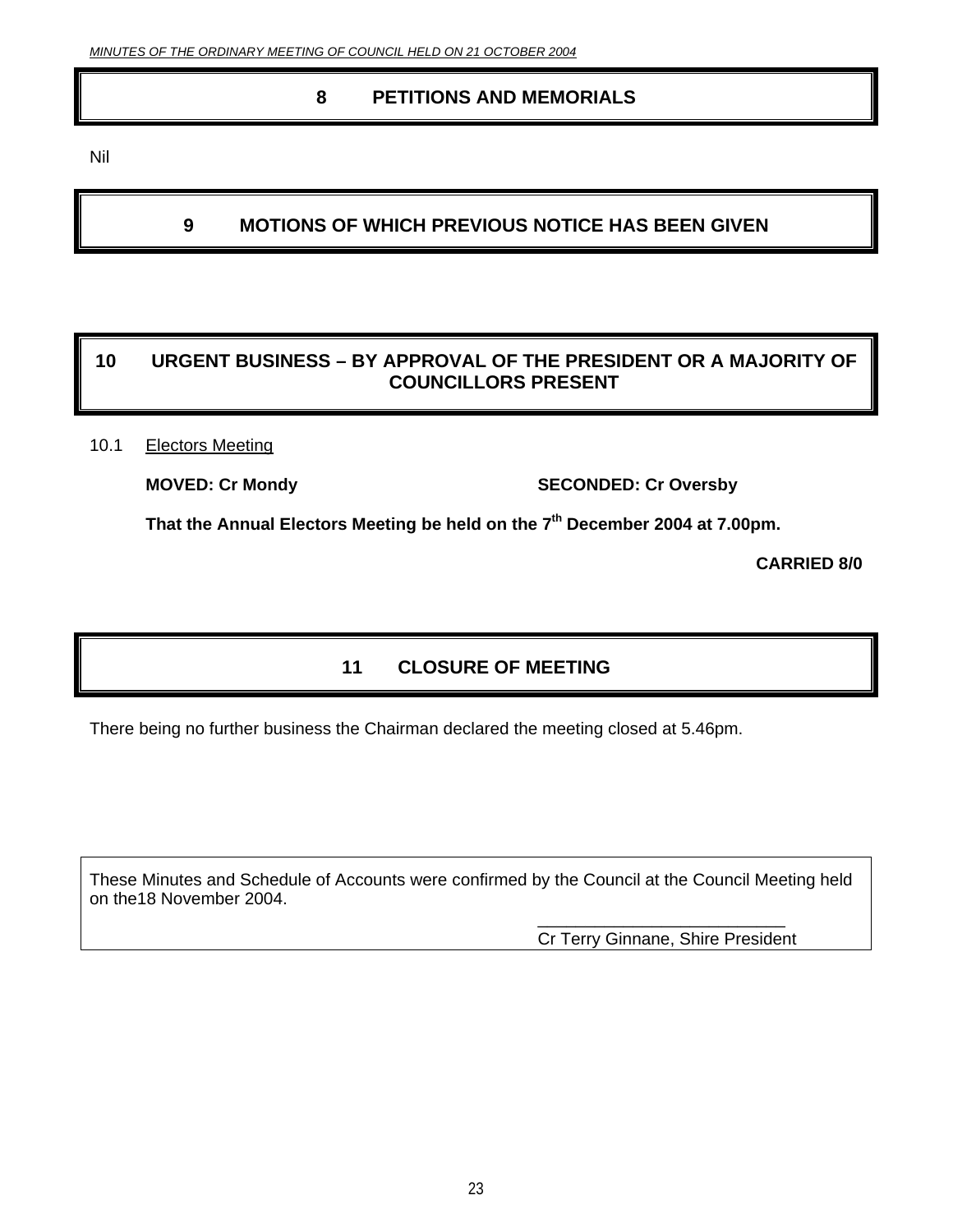# 8 PETITIONS AND MEMORIALS

Nil

# 9 MOTIONS OF WHICH PREVIOUS NOTICE HAS BEEN GIVEN

# 10 URGENT BUSINESS – BY APPROVAL OF THE PRESIDENT OR A MAJORITY OF COUNCILLORS PRESENT

10.1 Electors Meeting

**MOVED: Cr Mondy** **SECONDED: Cr Oversby**

**That the Annual Electors Meeting be held on the 7th December 2004 at 7.00pm.**

**CARRIED 8/0**

# 11 CLOSURE OF MEETING

There being no further business the Chairman declared the meeting closed at 5.46pm.

These Minutes and Schedule of Accounts were confirmed by the Council at the Council Meeting held on the18 November 2004.

\_\_\_\_\_\_\_\_\_\_\_\_\_\_\_\_\_\_\_\_\_\_\_\_\_\_

Cr Terry Ginnane, Shire President